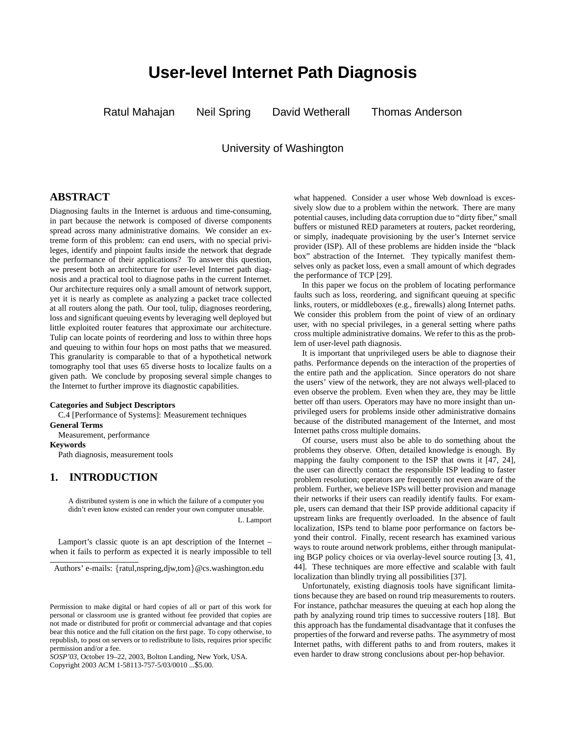# User-level Internet Path Diagnosis

Ratul Mahajan   Neil Spring   David Wetherall   Thomas Anderson

University of Washington

## ABSTRACT

Diagnosing faults in the Internet is arduous and time-consuming, in part because the network is composed of diverse components spread across many administrative domains. We consider an extreme form of this problem: can end users, with no special privileges, identify and pinpoint faults inside the network that degrade the performance of their applications? To answer this question, we present both an architecture for user-level Internet path diagnosis and a practical tool to diagnose paths in the current Internet. Our architecture requires only a small amount of network support, yet it is nearly as complete as analyzing a packet trace collected at all routers along the path. Our tool, tulip, diagnoses reordering, loss and significant queuing events by leveraging well deployed but little exploited router features that approximate our architecture. Tulip can locate points of reordering and loss to within three hops and queuing to within four hops on most paths that we measured. This granularity is comparable to that of a hypothetical network tomography tool that uses 65 diverse hosts to localize faults on a given path. We conclude by proposing several simple changes to the Internet to further improve its diagnostic capabilities.

**Categories and Subject Descriptors**

C.4 [Performance of Systems]: Measurement techniques

**General Terms**

Measurement, performance

**Keywords**

Path diagnosis, measurement tools

## 1. INTRODUCTION

> A distributed system is one in which the failure of a computer you didn't even know existed can render your own computer unusable.
>
> L. Lamport

Lamport's classic quote is an apt description of the Internet – when it fails to perform as expected it is nearly impossible to tell what happened. Consider a user whose Web download is excessively slow due to a problem within the network. There are many potential causes, including data corruption due to "dirty fiber," small buffers or mistuned RED parameters at routers, packet reordering, or simply, inadequate provisioning by the user's Internet service provider (ISP). All of these problems are hidden inside the "black box" abstraction of the Internet. They typically manifest themselves only as packet loss, even a small amount of which degrades the performance of TCP [29].

In this paper we focus on the problem of locating performance faults such as loss, reordering, and significant queuing at specific links, routers, or middleboxes (e.g., firewalls) along Internet paths. We consider this problem from the point of view of an ordinary user, with no special privileges, in a general setting where paths cross multiple administrative domains. We refer to this as the problem of user-level path diagnosis.

It is important that unprivileged users be able to diagnose their paths. Performance depends on the interaction of the properties of the entire path and the application. Since operators do not share the users' view of the network, they are not always well-placed to even observe the problem. Even when they are, they may be little better off than users. Operators may have no more insight than unprivileged users for problems inside other administrative domains because of the distributed management of the Internet, and most Internet paths cross multiple domains.

Of course, users must also be able to do something about the problems they observe. Often, detailed knowledge is enough. By mapping the faulty component to the ISP that owns it [47, 24], the user can directly contact the responsible ISP leading to faster problem resolution; operators are frequently not even aware of the problem. Further, we believe ISPs will better provision and manage their networks if their users can readily identify faults. For example, users can demand that their ISP provide additional capacity if upstream links are frequently overloaded. In the absence of fault localization, ISPs tend to blame poor performance on factors beyond their control. Finally, recent research has examined various ways to route around network problems, either through manipulating BGP policy choices or via overlay-level source routing [3, 41, 44]. These techniques are more effective and scalable with fault localization than blindly trying all possibilities [37].

Unfortunately, existing diagnosis tools have significant limitations because they are based on round trip measurements to routers. For instance, pathchar measures the queuing at each hop along the path by analyzing round trip times to successive routers [18]. But this approach has the fundamental disadvantage that it confuses the properties of the forward and reverse paths. The asymmetry of most Internet paths, with different paths to and from routers, makes it even harder to draw strong conclusions about per-hop behavior.

Authors' e-mails: {ratul,nspring,djw,tom}@cs.washington.edu

Permission to make digital or hard copies of all or part of this work for personal or classroom use is granted without fee provided that copies are not made or distributed for profit or commercial advantage and that copies bear this notice and the full citation on the first page. To copy otherwise, to republish, to post on servers or to redistribute to lists, requires prior specific permission and/or a fee.
*SOSP'03*, October 19–22, 2003, Bolton Landing, New York, USA.
Copyright 2003 ACM 1-58113-757-5/03/0010 ...$5.00.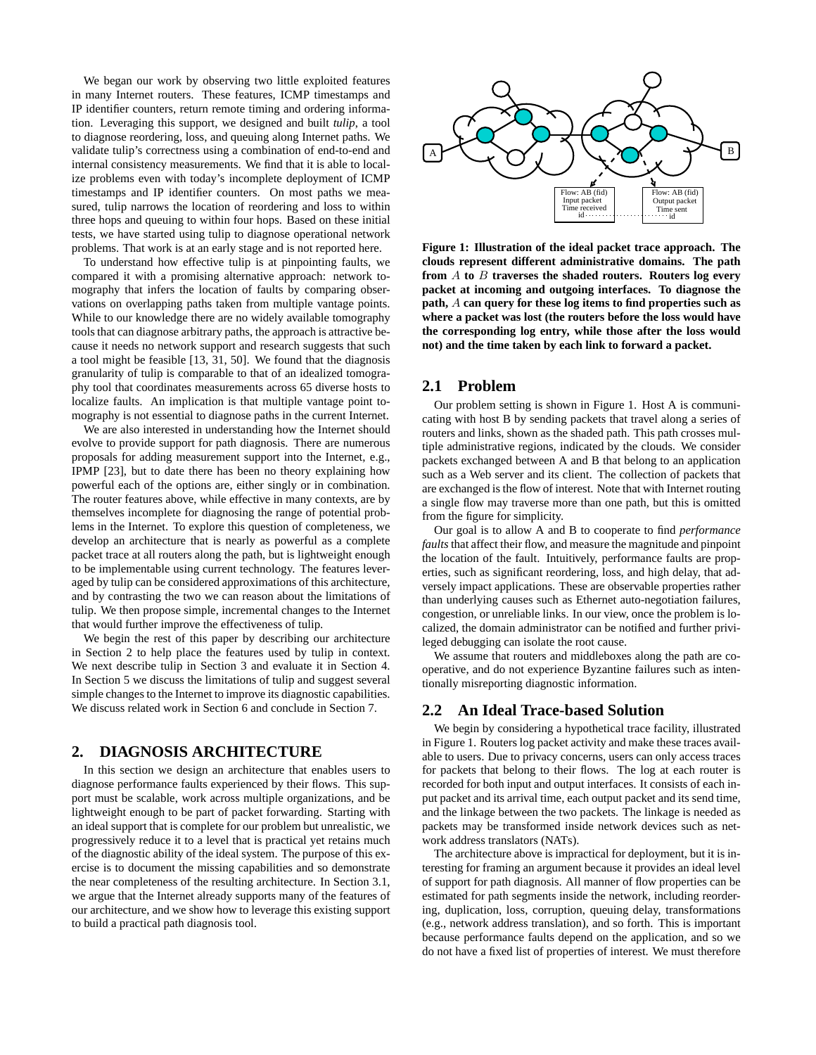We began our work by observing two little exploited features in many Internet routers. These features, ICMP timestamps and IP identifier counters, return remote timing and ordering information. Leveraging this support, we designed and built *tulip*, a tool to diagnose reordering, loss, and queuing along Internet paths. We validate tulip's correctness using a combination of end-to-end and internal consistency measurements. We find that it is able to localize problems even with today's incomplete deployment of ICMP timestamps and IP identifier counters. On most paths we measured, tulip narrows the location of reordering and loss to within three hops and queuing to within four hops. Based on these initial tests, we have started using tulip to diagnose operational network problems. That work is at an early stage and is not reported here.

To understand how effective tulip is at pinpointing faults, we compared it with a promising alternative approach: network tomography that infers the location of faults by comparing observations on overlapping paths taken from multiple vantage points. While to our knowledge there are no widely available tomography tools that can diagnose arbitrary paths, the approach is attractive because it needs no network support and research suggests that such a tool might be feasible [13, 31, 50]. We found that the diagnosis granularity of tulip is comparable to that of an idealized tomography tool that coordinates measurements across 65 diverse hosts to localize faults. An implication is that multiple vantage point tomography is not essential to diagnose paths in the current Internet.

We are also interested in understanding how the Internet should evolve to provide support for path diagnosis. There are numerous proposals for adding measurement support into the Internet, e.g., IPMP [23], but to date there has been no theory explaining how powerful each of the options are, either singly or in combination. The router features above, while effective in many contexts, are by themselves incomplete for diagnosing the range of potential problems in the Internet. To explore this question of completeness, we develop an architecture that is nearly as powerful as a complete packet trace at all routers along the path, but is lightweight enough to be implementable using current technology. The features leveraged by tulip can be considered approximations of this architecture, and by contrasting the two we can reason about the limitations of tulip. We then propose simple, incremental changes to the Internet that would further improve the effectiveness of tulip.

We begin the rest of this paper by describing our architecture in Section 2 to help place the features used by tulip in context. We next describe tulip in Section 3 and evaluate it in Section 4. In Section 5 we discuss the limitations of tulip and suggest several simple changes to the Internet to improve its diagnostic capabilities. We discuss related work in Section 6 and conclude in Section 7.

## 2. DIAGNOSIS ARCHITECTURE

In this section we design an architecture that enables users to diagnose performance faults experienced by their flows. This support must be scalable, work across multiple organizations, and be lightweight enough to be part of packet forwarding. Starting with an ideal support that is complete for our problem but unrealistic, we progressively reduce it to a level that is practical yet retains much of the diagnostic ability of the ideal system. The purpose of this exercise is to document the missing capabilities and so demonstrate the near completeness of the resulting architecture. In Section 3.1, we argue that the Internet already supports many of the features of our architecture, and we show how to leverage this existing support to build a practical path diagnosis tool.

A

B

Flow: AB (fid)
Input packet
Time received
id

Flow: AB (fid)
Output packet
Time sent
id

**Figure 1: Illustration of the ideal packet trace approach. The clouds represent different administrative domains. The path from $A$ to $B$ traverses the shaded routers. Routers log every packet at incoming and outgoing interfaces. To diagnose the path, $A$ can query for these log items to find properties such as where a packet was lost (the routers before the loss would have the corresponding log entry, while those after the loss would not) and the time taken by each link to forward a packet.**

### 2.1 Problem

Our problem setting is shown in Figure 1. Host A is communicating with host B by sending packets that travel along a series of routers and links, shown as the shaded path. This path crosses multiple administrative regions, indicated by the clouds. We consider packets exchanged between A and B that belong to an application such as a Web server and its client. The collection of packets that are exchanged is the flow of interest. Note that with Internet routing a single flow may traverse more than one path, but this is omitted from the figure for simplicity.

Our goal is to allow A and B to cooperate to find *performance faults* that affect their flow, and measure the magnitude and pinpoint the location of the fault. Intuitively, performance faults are properties, such as significant reordering, loss, and high delay, that adversely impact applications. These are observable properties rather than underlying causes such as Ethernet auto-negotiation failures, congestion, or unreliable links. In our view, once the problem is localized, the domain administrator can be notified and further privileged debugging can isolate the root cause.

We assume that routers and middleboxes along the path are cooperative, and do not experience Byzantine failures such as intentionally misreporting diagnostic information.

### 2.2 An Ideal Trace-based Solution

We begin by considering a hypothetical trace facility, illustrated in Figure 1. Routers log packet activity and make these traces available to users. Due to privacy concerns, users can only access traces for packets that belong to their flows. The log at each router is recorded for both input and output interfaces. It consists of each input packet and its arrival time, each output packet and its send time, and the linkage between the two packets. The linkage is needed as packets may be transformed inside network devices such as network address translators (NATs).

The architecture above is impractical for deployment, but it is interesting for framing an argument because it provides an ideal level of support for path diagnosis. All manner of flow properties can be estimated for path segments inside the network, including reordering, duplication, loss, corruption, queuing delay, transformations (e.g., network address translation), and so forth. This is important because performance faults depend on the application, and so we do not have a fixed list of properties of interest. We must therefore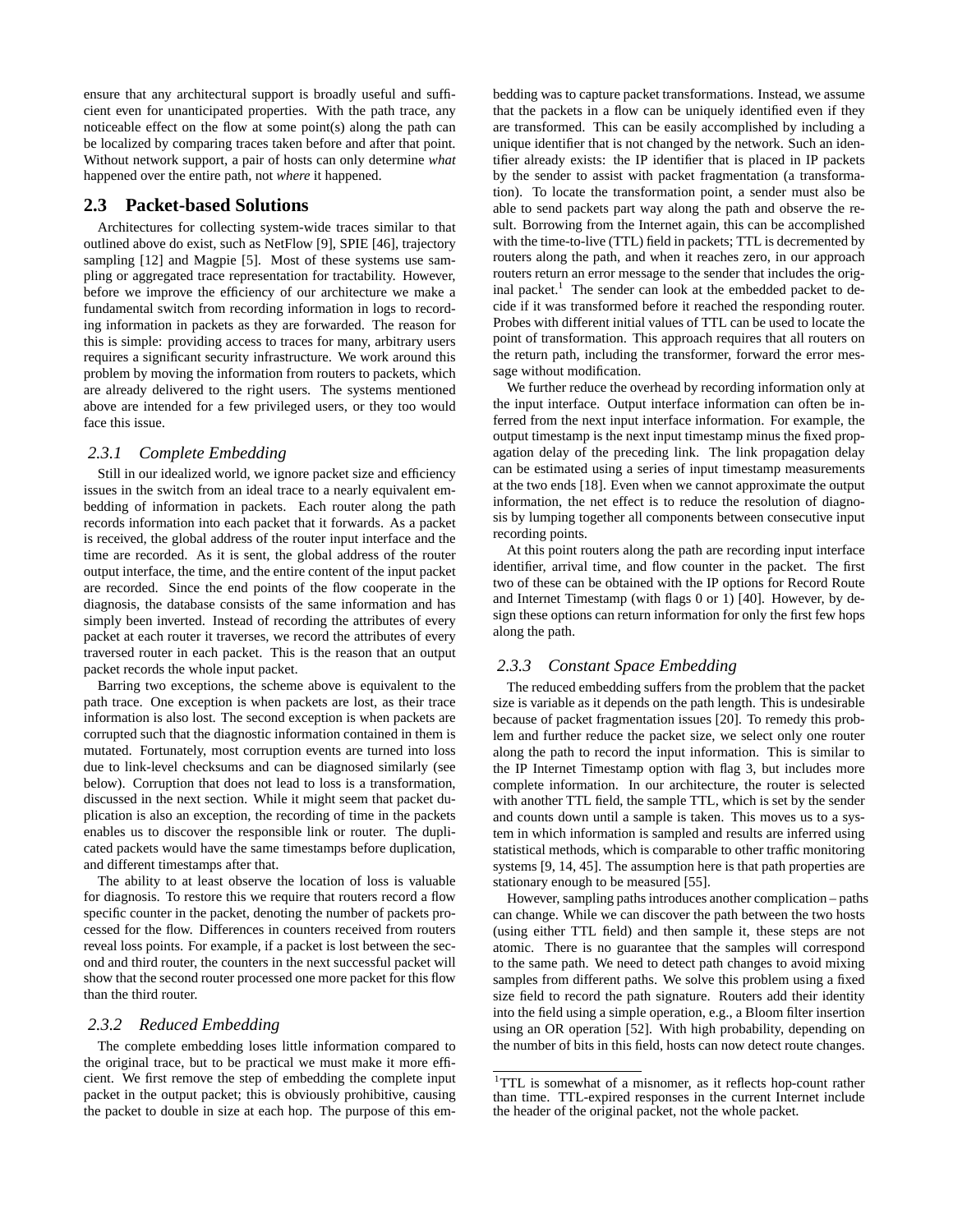ensure that any architectural support is broadly useful and sufficient even for unanticipated properties. With the path trace, any noticeable effect on the flow at some point(s) along the path can be localized by comparing traces taken before and after that point. Without network support, a pair of hosts can only determine *what* happened over the entire path, not *where* it happened.

## 2.3 Packet-based Solutions

Architectures for collecting system-wide traces similar to that outlined above do exist, such as NetFlow [9], SPIE [46], trajectory sampling [12] and Magpie [5]. Most of these systems use sampling or aggregated trace representation for tractability. However, before we improve the efficiency of our architecture we make a fundamental switch from recording information in logs to recording information in packets as they are forwarded. The reason for this is simple: providing access to traces for many, arbitrary users requires a significant security infrastructure. We work around this problem by moving the information from routers to packets, which are already delivered to the right users. The systems mentioned above are intended for a few privileged users, or they too would face this issue.

### *2.3.1 Complete Embedding*

Still in our idealized world, we ignore packet size and efficiency issues in the switch from an ideal trace to a nearly equivalent embedding of information in packets. Each router along the path records information into each packet that it forwards. As a packet is received, the global address of the router input interface and the time are recorded. As it is sent, the global address of the router output interface, the time, and the entire content of the input packet are recorded. Since the end points of the flow cooperate in the diagnosis, the database consists of the same information and has simply been inverted. Instead of recording the attributes of every packet at each router it traverses, we record the attributes of every traversed router in each packet. This is the reason that an output packet records the whole input packet.

Barring two exceptions, the scheme above is equivalent to the path trace. One exception is when packets are lost, as their trace information is also lost. The second exception is when packets are corrupted such that the diagnostic information contained in them is mutated. Fortunately, most corruption events are turned into loss due to link-level checksums and can be diagnosed similarly (see below). Corruption that does not lead to loss is a transformation, discussed in the next section. While it might seem that packet duplication is also an exception, the recording of time in the packets enables us to discover the responsible link or router. The duplicated packets would have the same timestamps before duplication, and different timestamps after that.

The ability to at least observe the location of loss is valuable for diagnosis. To restore this we require that routers record a flow specific counter in the packet, denoting the number of packets processed for the flow. Differences in counters received from routers reveal loss points. For example, if a packet is lost between the second and third router, the counters in the next successful packet will show that the second router processed one more packet for this flow than the third router.

### *2.3.2 Reduced Embedding*

The complete embedding loses little information compared to the original trace, but to be practical we must make it more efficient. We first remove the step of embedding the complete input packet in the output packet; this is obviously prohibitive, causing the packet to double in size at each hop. The purpose of this embedding was to capture packet transformations. Instead, we assume that the packets in a flow can be uniquely identified even if they are transformed. This can be easily accomplished by including a unique identifier that is not changed by the network. Such an identifier already exists: the IP identifier that is placed in IP packets by the sender to assist with packet fragmentation (a transformation). To locate the transformation point, a sender must also be able to send packets part way along the path and observe the result. Borrowing from the Internet again, this can be accomplished with the time-to-live (TTL) field in packets; TTL is decremented by routers along the path, and when it reaches zero, in our approach routers return an error message to the sender that includes the original packet.[1] The sender can look at the embedded packet to decide if it was transformed before it reached the responding router. Probes with different initial values of TTL can be used to locate the point of transformation. This approach requires that all routers on the return path, including the transformer, forward the error message without modification.

We further reduce the overhead by recording information only at the input interface. Output interface information can often be inferred from the next input interface information. For example, the output timestamp is the next input timestamp minus the fixed propagation delay of the preceding link. The link propagation delay can be estimated using a series of input timestamp measurements at the two ends [18]. Even when we cannot approximate the output information, the net effect is to reduce the resolution of diagnosis by lumping together all components between consecutive input recording points.

At this point routers along the path are recording input interface identifier, arrival time, and flow counter in the packet. The first two of these can be obtained with the IP options for Record Route and Internet Timestamp (with flags 0 or 1) [40]. However, by design these options can return information for only the first few hops along the path.

### *2.3.3 Constant Space Embedding*

The reduced embedding suffers from the problem that the packet size is variable as it depends on the path length. This is undesirable because of packet fragmentation issues [20]. To remedy this problem and further reduce the packet size, we select only one router along the path to record the input information. This is similar to the IP Internet Timestamp option with flag 3, but includes more complete information. In our architecture, the router is selected with another TTL field, the sample TTL, which is set by the sender and counts down until a sample is taken. This moves us to a system in which information is sampled and results are inferred using statistical methods, which is comparable to other traffic monitoring systems [9, 14, 45]. The assumption here is that path properties are stationary enough to be measured [55].

However, sampling paths introduces another complication – paths can change. While we can discover the path between the two hosts (using either TTL field) and then sample it, these steps are not atomic. There is no guarantee that the samples will correspond to the same path. We need to detect path changes to avoid mixing samples from different paths. We solve this problem using a fixed size field to record the path signature. Routers add their identity into the field using a simple operation, e.g., a Bloom filter insertion using an OR operation [52]. With high probability, depending on the number of bits in this field, hosts can now detect route changes.

[1] TTL is somewhat of a misnomer, as it reflects hop-count rather than time. TTL-expired responses in the current Internet include the header of the original packet, not the whole packet.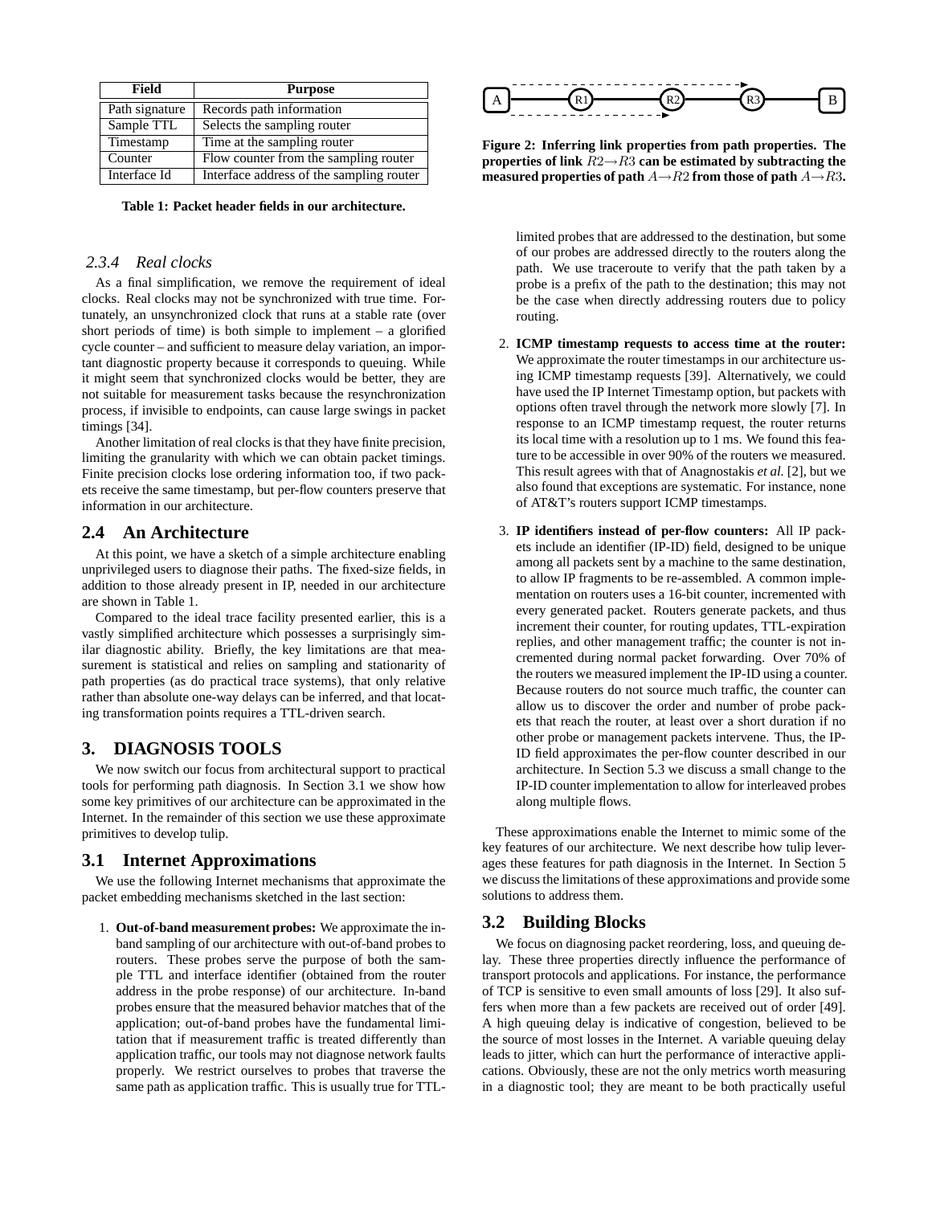| Field | Purpose |
| --- | --- |
| Path signature | Records path information |
| Sample TTL | Selects the sampling router |
| Timestamp | Time at the sampling router |
| Counter | Flow counter from the sampling router |
| Interface Id | Interface address of the sampling router |

**Table 1: Packet header fields in our architecture.**

#### *2.3.4 Real clocks*

As a final simplification, we remove the requirement of ideal clocks. Real clocks may not be synchronized with true time. Fortunately, an unsynchronized clock that runs at a stable rate (over short periods of time) is both simple to implement – a glorified cycle counter – and sufficient to measure delay variation, an important diagnostic property because it corresponds to queuing. While it might seem that synchronized clocks would be better, they are not suitable for measurement tasks because the resynchronization process, if invisible to endpoints, can cause large swings in packet timings [34].

Another limitation of real clocks is that they have finite precision, limiting the granularity with which we can obtain packet timings. Finite precision clocks lose ordering information too, if two packets receive the same timestamp, but per-flow counters preserve that information in our architecture.

### 2.4 An Architecture

At this point, we have a sketch of a simple architecture enabling unprivileged users to diagnose their paths. The fixed-size fields, in addition to those already present in IP, needed in our architecture are shown in Table 1.

Compared to the ideal trace facility presented earlier, this is a vastly simplified architecture which possesses a surprisingly similar diagnostic ability. Briefly, the key limitations are that measurement is statistical and relies on sampling and stationarity of path properties (as do practical trace systems), that only relative rather than absolute one-way delays can be inferred, and that locating transformation points requires a TTL-driven search.

## 3. DIAGNOSIS TOOLS

We now switch our focus from architectural support to practical tools for performing path diagnosis. In Section 3.1 we show how some key primitives of our architecture can be approximated in the Internet. In the remainder of this section we use these approximate primitives to develop tulip.

### 3.1 Internet Approximations

We use the following Internet mechanisms that approximate the packet embedding mechanisms sketched in the last section:

1. **Out-of-band measurement probes:** We approximate the in-band sampling of our architecture with out-of-band probes to routers. These probes serve the purpose of both the sample TTL and interface identifier (obtained from the router address in the probe response) of our architecture. In-band probes ensure that the measured behavior matches that of the application; out-of-band probes have the fundamental limitation that if measurement traffic is treated differently than application traffic, our tools may not diagnose network faults properly. We restrict ourselves to probes that traverse the same path as application traffic. This is usually true for TTL-limited probes that are addressed to the destination, but some of our probes are addressed directly to the routers along the path. We use traceroute to verify that the path taken by a probe is a prefix of the path to the destination; this may not be the case when directly addressing routers due to policy routing.

2. **ICMP timestamp requests to access time at the router:** We approximate the router timestamps in our architecture using ICMP timestamp requests [39]. Alternatively, we could have used the IP Internet Timestamp option, but packets with options often travel through the network more slowly [7]. In response to an ICMP timestamp request, the router returns its local time with a resolution up to 1 ms. We found this feature to be accessible in over 90% of the routers we measured. This result agrees with that of Anagnostakis *et al.* [2], but we also found that exceptions are systematic. For instance, none of AT&T's routers support ICMP timestamps.

3. **IP identifiers instead of per-flow counters:** All IP packets include an identifier (IP-ID) field, designed to be unique among all packets sent by a machine to the same destination, to allow IP fragments to be re-assembled. A common implementation on routers uses a 16-bit counter, incremented with every generated packet. Routers generate packets, and thus increment their counter, for routing updates, TTL-expiration replies, and other management traffic; the counter is not incremented during normal packet forwarding. Over 70% of the routers we measured implement the IP-ID using a counter. Because routers do not source much traffic, the counter can allow us to discover the order and number of probe packets that reach the router, at least over a short duration if no other probe or management packets intervene. Thus, the IP-ID field approximates the per-flow counter described in our architecture. In Section 5.3 we discuss a small change to the IP-ID counter implementation to allow for interleaved probes along multiple flows.

These approximations enable the Internet to mimic some of the key features of our architecture. We next describe how tulip leverages these features for path diagnosis in the Internet. In Section 5 we discuss the limitations of these approximations and provide some solutions to address them.

**Figure 2: Inferring link properties from path properties. The properties of link $R2 \rightarrow R3$ can be estimated by subtracting the measured properties of path $A \rightarrow R2$ from those of path $A \rightarrow R3$.**

### 3.2 Building Blocks

We focus on diagnosing packet reordering, loss, and queuing delay. These three properties directly influence the performance of transport protocols and applications. For instance, the performance of TCP is sensitive to even small amounts of loss [29]. It also suffers when more than a few packets are received out of order [49]. A high queuing delay is indicative of congestion, believed to be the source of most losses in the Internet. A variable queuing delay leads to jitter, which can hurt the performance of interactive applications. Obviously, these are not the only metrics worth measuring in a diagnostic tool; they are meant to be both practically useful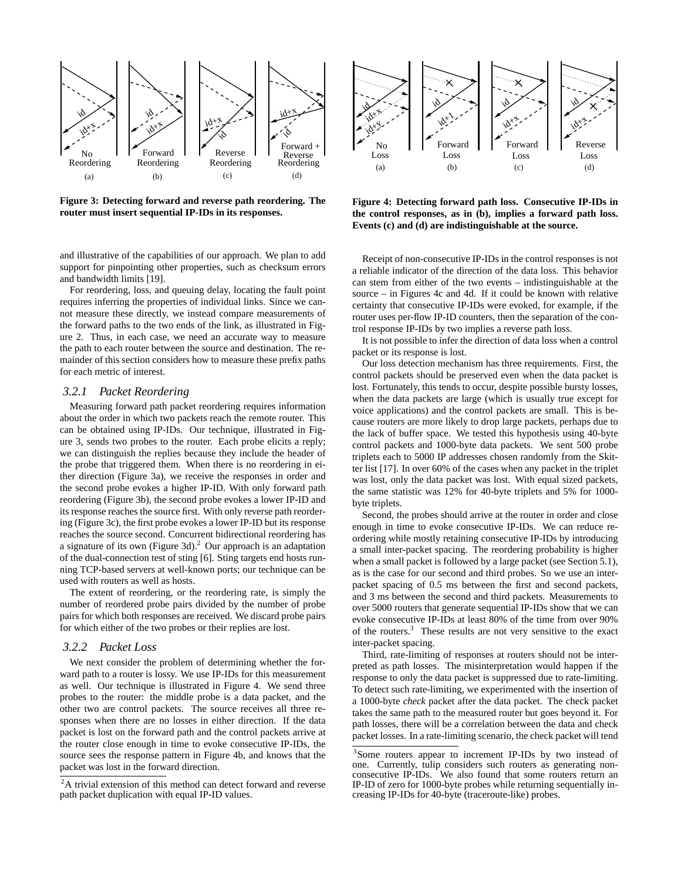No
Reordering
(a)

id
id+x

Forward
Reordering
(b)

id
id+x

Reverse
Reordering
(c)

id+x
id

Forward +
Reverse
Reordering
(d)

id+x
id

**Figure 3: Detecting forward and reverse path reordering. The router must insert sequential IP-IDs in its responses.**

No
Loss
(a)

id
id+x
id+y

Forward
Loss
(b)

id
id+1

Forward
Loss
(c)

id
id+x

Reverse
Loss
(d)

id
id+x

**Figure 4: Detecting forward path loss. Consecutive IP-IDs in the control responses, as in (b), implies a forward path loss. Events (c) and (d) are indistinguishable at the source.**

and illustrative of the capabilities of our approach. We plan to add support for pinpointing other properties, such as checksum errors and bandwidth limits [19].

For reordering, loss, and queuing delay, locating the fault point requires inferring the properties of individual links. Since we cannot measure these directly, we instead compare measurements of the forward paths to the two ends of the link, as illustrated in Figure 2. Thus, in each case, we need an accurate way to measure the path to each router between the source and destination. The remainder of this section considers how to measure these prefix paths for each metric of interest.

### 3.2.1 Packet Reordering

Measuring forward path packet reordering requires information about the order in which two packets reach the remote router. This can be obtained using IP-IDs. Our technique, illustrated in Figure 3, sends two probes to the router. Each probe elicits a reply; we can distinguish the replies because they include the header of the probe that triggered them. When there is no reordering in either direction (Figure 3a), we receive the responses in order and the second probe evokes a higher IP-ID. With only forward path reordering (Figure 3b), the second probe evokes a lower IP-ID and its response reaches the source first. With only reverse path reordering (Figure 3c), the first probe evokes a lower IP-ID but its response reaches the source second. Concurrent bidirectional reordering has a signature of its own (Figure 3d).[2] Our approach is an adaptation of the dual-connection test of sting [6]. Sting targets end hosts running TCP-based servers at well-known ports; our technique can be used with routers as well as hosts.

The extent of reordering, or the reordering rate, is simply the number of reordered probe pairs divided by the number of probe pairs for which both responses are received. We discard probe pairs for which either of the two probes or their replies are lost.

### 3.2.2 Packet Loss

We next consider the problem of determining whether the forward path to a router is lossy. We use IP-IDs for this measurement as well. Our technique is illustrated in Figure 4. We send three probes to the router: the middle probe is a data packet, and the other two are control packets. The source receives all three responses when there are no losses in either direction. If the data packet is lost on the forward path and the control packets arrive at the router close enough in time to evoke consecutive IP-IDs, the source sees the response pattern in Figure 4b, and knows that the packet was lost in the forward direction.

[2]A trivial extension of this method can detect forward and reverse path packet duplication with equal IP-ID values.

Receipt of non-consecutive IP-IDs in the control responses is not a reliable indicator of the direction of the data loss. This behavior can stem from either of the two events – indistinguishable at the source – in Figures 4c and 4d. If it could be known with relative certainty that consecutive IP-IDs were evoked, for example, if the router uses per-flow IP-ID counters, then the separation of the control response IP-IDs by two implies a reverse path loss.

It is not possible to infer the direction of data loss when a control packet or its response is lost.

Our loss detection mechanism has three requirements. First, the control packets should be preserved even when the data packet is lost. Fortunately, this tends to occur, despite possible bursty losses, when the data packets are large (which is usually true except for voice applications) and the control packets are small. This is because routers are more likely to drop large packets, perhaps due to the lack of buffer space. We tested this hypothesis using 40-byte control packets and 1000-byte data packets. We sent 500 probe triplets each to 5000 IP addresses chosen randomly from the Skitter list [17]. In over 60% of the cases when any packet in the triplet was lost, only the data packet was lost. With equal sized packets, the same statistic was 12% for 40-byte triplets and 5% for 1000-byte triplets.

Second, the probes should arrive at the router in order and close enough in time to evoke consecutive IP-IDs. We can reduce reordering while mostly retaining consecutive IP-IDs by introducing a small inter-packet spacing. The reordering probability is higher when a small packet is followed by a large packet (see Section 5.1), as is the case for our second and third probes. So we use an inter-packet spacing of 0.5 ms between the first and second packets, and 3 ms between the second and third packets. Measurements to over 5000 routers that generate sequential IP-IDs show that we can evoke consecutive IP-IDs at least 80% of the time from over 90% of the routers.[3] These results are not very sensitive to the exact inter-packet spacing.

Third, rate-limiting of responses at routers should not be interpreted as path losses. The misinterpretation would happen if the response to only the data packet is suppressed due to rate-limiting. To detect such rate-limiting, we experimented with the insertion of a 1000-byte *check* packet after the data packet. The check packet takes the same path to the measured router but goes beyond it. For path losses, there will be a correlation between the data and check packet losses. In a rate-limiting scenario, the check packet will tend

[3]Some routers appear to increment IP-IDs by two instead of one. Currently, tulip considers such routers as generating non-consecutive IP-IDs. We also found that some routers return an IP-ID of zero for 1000-byte probes while returning sequentially increasing IP-IDs for 40-byte (traceroute-like) probes.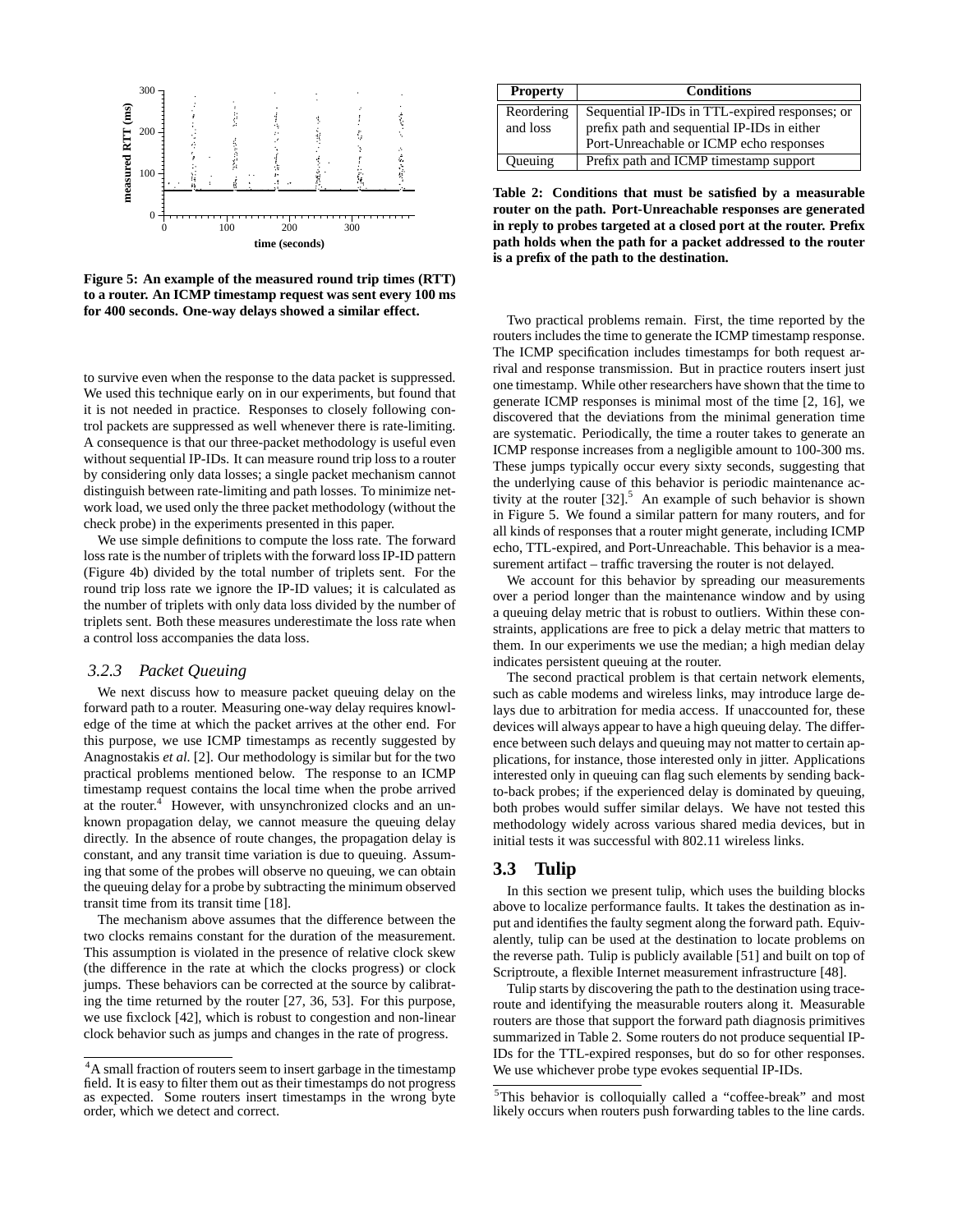Figure 5: An example of the measured round trip times (RTT) to a router. An ICMP timestamp request was sent every 100 ms for 400 seconds. One-way delays showed a similar effect.

to survive even when the response to the data packet is suppressed. We used this technique early on in our experiments, but found that it is not needed in practice. Responses to closely following control packets are suppressed as well whenever there is rate-limiting. A consequence is that our three-packet methodology is useful even without sequential IP-IDs. It can measure round trip loss to a router by considering only data losses; a single packet mechanism cannot distinguish between rate-limiting and path losses. To minimize network load, we used only the three packet methodology (without the check probe) in the experiments presented in this paper.

We use simple definitions to compute the loss rate. The forward loss rate is the number of triplets with the forward loss IP-ID pattern (Figure 4b) divided by the total number of triplets sent. For the round trip loss rate we ignore the IP-ID values; it is calculated as the number of triplets with only data loss divided by the number of triplets sent. Both these measures underestimate the loss rate when a control loss accompanies the data loss.

### 3.2.3 Packet Queuing

We next discuss how to measure packet queuing delay on the forward path to a router. Measuring one-way delay requires knowledge of the time at which the packet arrives at the other end. For this purpose, we use ICMP timestamps as recently suggested by Anagnostakis *et al.* [2]. Our methodology is similar but for the two practical problems mentioned below. The response to an ICMP timestamp request contains the local time when the probe arrived at the router.[4] However, with unsynchronized clocks and an unknown propagation delay, we cannot measure the queuing delay directly. In the absence of route changes, the propagation delay is constant, and any transit time variation is due to queuing. Assuming that some of the probes will observe no queuing, we can obtain the queuing delay for a probe by subtracting the minimum observed transit time from its transit time [18].

The mechanism above assumes that the difference between the two clocks remains constant for the duration of the measurement. This assumption is violated in the presence of relative clock skew (the difference in the rate at which the clocks progress) or clock jumps. These behaviors can be corrected at the source by calibrating the time returned by the router [27, 36, 53]. For this purpose, we use fixclock [42], which is robust to congestion and non-linear clock behavior such as jumps and changes in the rate of progress.

[4] A small fraction of routers seem to insert garbage in the timestamp field. It is easy to filter them out as their timestamps do not progress as expected. Some routers insert timestamps in the wrong byte order, which we detect and correct.

| Property | Conditions |
|---|---|
| Reordering and loss | Sequential IP-IDs in TTL-expired responses; or prefix path and sequential IP-IDs in either Port-Unreachable or ICMP echo responses |
| Queuing | Prefix path and ICMP timestamp support |

**Table 2: Conditions that must be satisfied by a measurable router on the path. Port-Unreachable responses are generated in reply to probes targeted at a closed port at the router. Prefix path holds when the path for a packet addressed to the router is a prefix of the path to the destination.**

Two practical problems remain. First, the time reported by the routers includes the time to generate the ICMP timestamp response. The ICMP specification includes timestamps for both request arrival and response transmission. But in practice routers insert just one timestamp. While other researchers have shown that the time to generate ICMP responses is minimal most of the time [2, 16], we discovered that the deviations from the minimal generation time are systematic. Periodically, the time a router takes to generate an ICMP response increases from a negligible amount to 100-300 ms. These jumps typically occur every sixty seconds, suggesting that the underlying cause of this behavior is periodic maintenance activity at the router [32].[5] An example of such behavior is shown in Figure 5. We found a similar pattern for many routers, and for all kinds of responses that a router might generate, including ICMP echo, TTL-expired, and Port-Unreachable. This behavior is a measurement artifact – traffic traversing the router is not delayed.

We account for this behavior by spreading our measurements over a period longer than the maintenance window and by using a queuing delay metric that is robust to outliers. Within these constraints, applications are free to pick a delay metric that matters to them. In our experiments we use the median; a high median delay indicates persistent queuing at the router.

The second practical problem is that certain network elements, such as cable modems and wireless links, may introduce large delays due to arbitration for media access. If unaccounted for, these devices will always appear to have a high queuing delay. The difference between such delays and queuing may not matter to certain applications, for instance, those interested only in jitter. Applications interested only in queuing can flag such elements by sending back-to-back probes; if the experienced delay is dominated by queuing, both probes would suffer similar delays. We have not tested this methodology widely across various shared media devices, but in initial tests it was successful with 802.11 wireless links.

## 3.3 Tulip

In this section we present tulip, which uses the building blocks above to localize performance faults. It takes the destination as input and identifies the faulty segment along the forward path. Equivalently, tulip can be used at the destination to locate problems on the reverse path. Tulip is publicly available [51] and built on top of Scriptroute, a flexible Internet measurement infrastructure [48].

Tulip starts by discovering the path to the destination using traceroute and identifying the measurable routers along it. Measurable routers are those that support the forward path diagnosis primitives summarized in Table 2. Some routers do not produce sequential IP-IDs for the TTL-expired responses, but do so for other responses. We use whichever probe type evokes sequential IP-IDs.

[5] This behavior is colloquially called a "coffee-break" and most likely occurs when routers push forwarding tables to the line cards.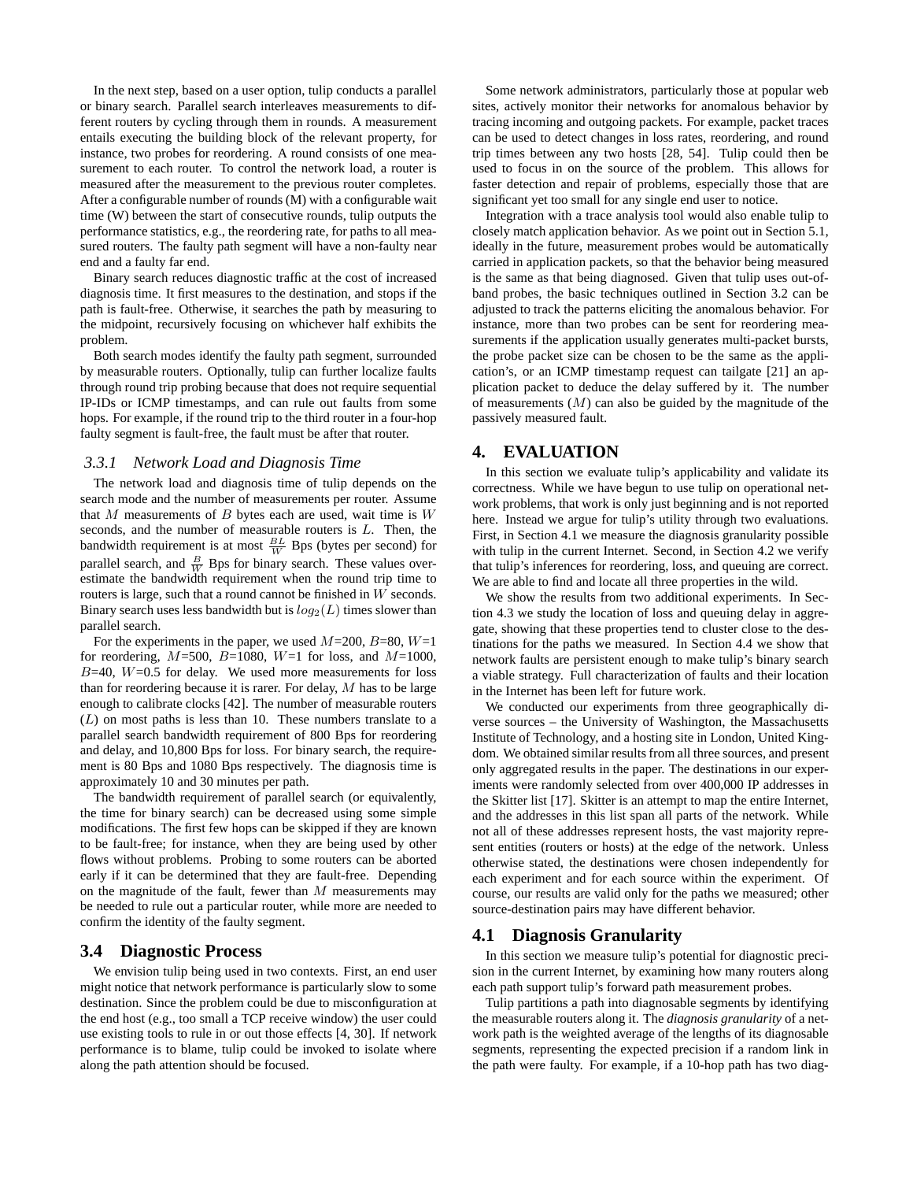In the next step, based on a user option, tulip conducts a parallel or binary search. Parallel search interleaves measurements to different routers by cycling through them in rounds. A measurement entails executing the building block of the relevant property, for instance, two probes for reordering. A round consists of one measurement to each router. To control the network load, a router is measured after the measurement to the previous router completes. After a configurable number of rounds (M) with a configurable wait time (W) between the start of consecutive rounds, tulip outputs the performance statistics, e.g., the reordering rate, for paths to all measured routers. The faulty path segment will have a non-faulty near end and a faulty far end.

Binary search reduces diagnostic traffic at the cost of increased diagnosis time. It first measures to the destination, and stops if the path is fault-free. Otherwise, it searches the path by measuring to the midpoint, recursively focusing on whichever half exhibits the problem.

Both search modes identify the faulty path segment, surrounded by measurable routers. Optionally, tulip can further localize faults through round trip probing because that does not require sequential IP-IDs or ICMP timestamps, and can rule out faults from some hops. For example, if the round trip to the third router in a four-hop faulty segment is fault-free, the fault must be after that router.

### 3.3.1 Network Load and Diagnosis Time

The network load and diagnosis time of tulip depends on the search mode and the number of measurements per router. Assume that $M$ measurements of $B$ bytes each are used, wait time is $W$ seconds, and the number of measurable routers is $L$. Then, the bandwidth requirement is at most $\frac{BL}{W}$ Bps (bytes per second) for parallel search, and $\frac{B}{W}$ Bps for binary search. These values overestimate the bandwidth requirement when the round trip time to routers is large, such that a round cannot be finished in $W$ seconds. Binary search uses less bandwidth but is $log_2(L)$ times slower than parallel search.

For the experiments in the paper, we used $M$=200, $B$=80, $W$=1 for reordering, $M$=500, $B$=1080, $W$=1 for loss, and $M$=1000, $B$=40, $W$=0.5 for delay. We used more measurements for loss than for reordering because it is rarer. For delay, $M$ has to be large enough to calibrate clocks [42]. The number of measurable routers ($L$) on most paths is less than 10. These numbers translate to a parallel search bandwidth requirement of 800 Bps for reordering and delay, and 10,800 Bps for loss. For binary search, the requirement is 80 Bps and 1080 Bps respectively. The diagnosis time is approximately 10 and 30 minutes per path.

The bandwidth requirement of parallel search (or equivalently, the time for binary search) can be decreased using some simple modifications. The first few hops can be skipped if they are known to be fault-free; for instance, when they are being used by other flows without problems. Probing to some routers can be aborted early if it can be determined that they are fault-free. Depending on the magnitude of the fault, fewer than $M$ measurements may be needed to rule out a particular router, while more are needed to confirm the identity of the faulty segment.

## 3.4 Diagnostic Process

We envision tulip being used in two contexts. First, an end user might notice that network performance is particularly slow to some destination. Since the problem could be due to misconfiguration at the end host (e.g., too small a TCP receive window) the user could use existing tools to rule in or out those effects [4, 30]. If network performance is to blame, tulip could be invoked to isolate where along the path attention should be focused.

Some network administrators, particularly those at popular web sites, actively monitor their networks for anomalous behavior by tracing incoming and outgoing packets. For example, packet traces can be used to detect changes in loss rates, reordering, and round trip times between any two hosts [28, 54]. Tulip could then be used to focus in on the source of the problem. This allows for faster detection and repair of problems, especially those that are significant yet too small for any single end user to notice.

Integration with a trace analysis tool would also enable tulip to closely match application behavior. As we point out in Section 5.1, ideally in the future, measurement probes would be automatically carried in application packets, so that the behavior being measured is the same as that being diagnosed. Given that tulip uses out-of-band probes, the basic techniques outlined in Section 3.2 can be adjusted to track the patterns eliciting the anomalous behavior. For instance, more than two probes can be sent for reordering measurements if the application usually generates multi-packet bursts, the probe packet size can be chosen to be the same as the application's, or an ICMP timestamp request can tailgate [21] an application packet to deduce the delay suffered by it. The number of measurements ($M$) can also be guided by the magnitude of the passively measured fault.

# 4. EVALUATION

In this section we evaluate tulip's applicability and validate its correctness. While we have begun to use tulip on operational network problems, that work is only just beginning and is not reported here. Instead we argue for tulip's utility through two evaluations. First, in Section 4.1 we measure the diagnosis granularity possible with tulip in the current Internet. Second, in Section 4.2 we verify that tulip's inferences for reordering, loss, and queuing are correct. We are able to find and locate all three properties in the wild.

We show the results from two additional experiments. In Section 4.3 we study the location of loss and queuing delay in aggregate, showing that these properties tend to cluster close to the destinations for the paths we measured. In Section 4.4 we show that network faults are persistent enough to make tulip's binary search a viable strategy. Full characterization of faults and their location in the Internet has been left for future work.

We conducted our experiments from three geographically diverse sources – the University of Washington, the Massachusetts Institute of Technology, and a hosting site in London, United Kingdom. We obtained similar results from all three sources, and present only aggregated results in the paper. The destinations in our experiments were randomly selected from over 400,000 IP addresses in the Skitter list [17]. Skitter is an attempt to map the entire Internet, and the addresses in this list span all parts of the network. While not all of these addresses represent hosts, the vast majority represent entities (routers or hosts) at the edge of the network. Unless otherwise stated, the destinations were chosen independently for each experiment and for each source within the experiment. Of course, our results are valid only for the paths we measured; other source-destination pairs may have different behavior.

## 4.1 Diagnosis Granularity

In this section we measure tulip's potential for diagnostic precision in the current Internet, by examining how many routers along each path support tulip's forward path measurement probes.

Tulip partitions a path into diagnosable segments by identifying the measurable routers along it. The *diagnosis granularity* of a network path is the weighted average of the lengths of its diagnosable segments, representing the expected precision if a random link in the path were faulty. For example, if a 10-hop path has two diag-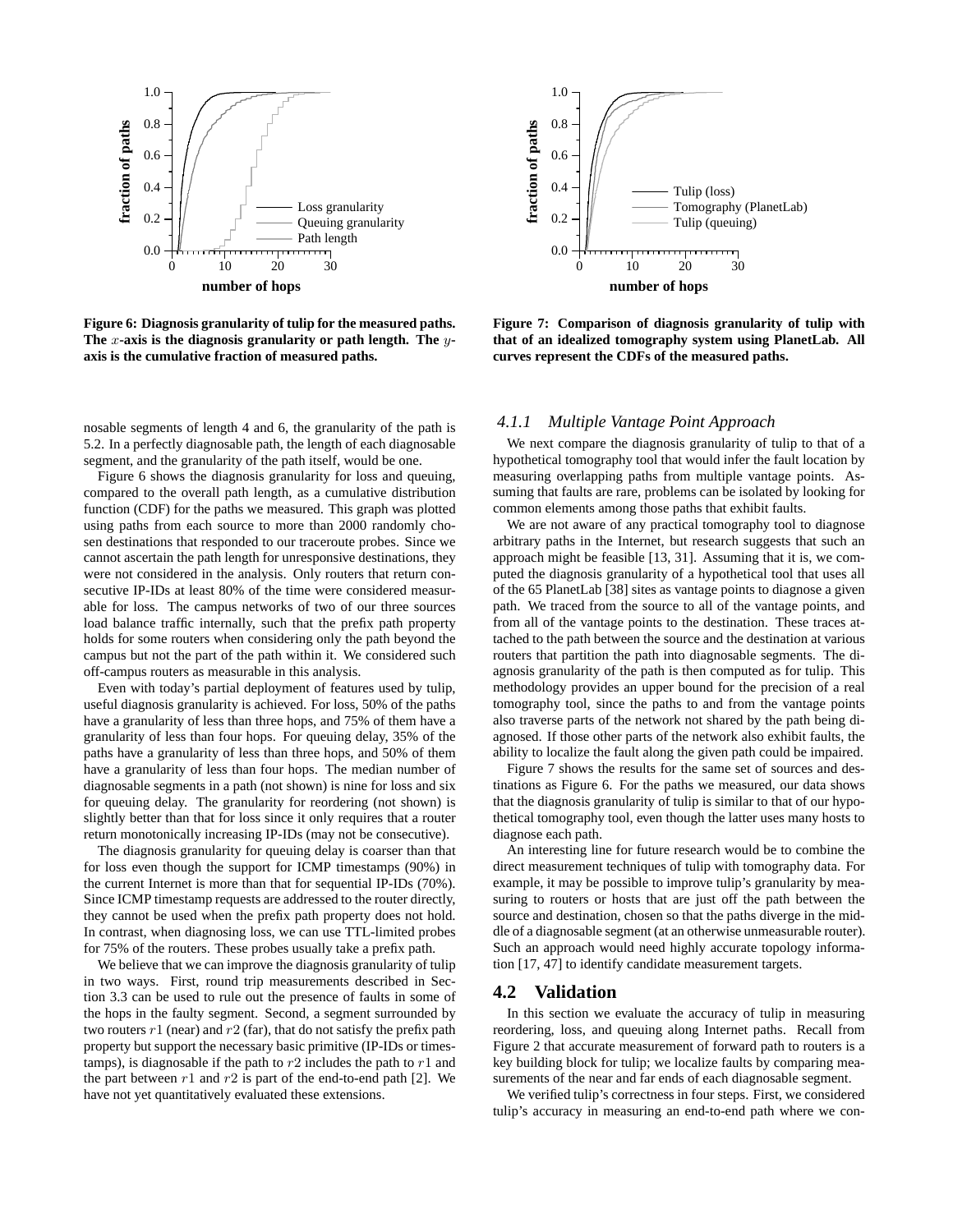1.0
0.8
0.6
0.4
0.2
0.0
fraction of paths
0
10
20
30
number of hops
Loss granularity
Queuing granularity
Path length

**Figure 6: Diagnosis granularity of tulip for the measured paths. The $x$-axis is the diagnosis granularity or path length. The $y$-axis is the cumulative fraction of measured paths.**

1.0
0.8
0.6
0.4
0.2
0.0
fraction of paths
0
10
20
30
number of hops
Tulip (loss)
Tomography (PlanetLab)
Tulip (queuing)

**Figure 7: Comparison of diagnosis granularity of tulip with that of an idealized tomography system using PlanetLab. All curves represent the CDFs of the measured paths.**

nosable segments of length 4 and 6, the granularity of the path is 5.2. In a perfectly diagnosable path, the length of each diagnosable segment, and the granularity of the path itself, would be one.

Figure 6 shows the diagnosis granularity for loss and queuing, compared to the overall path length, as a cumulative distribution function (CDF) for the paths we measured. This graph was plotted using paths from each source to more than 2000 randomly chosen destinations that responded to our traceroute probes. Since we cannot ascertain the path length for unresponsive destinations, they were not considered in the analysis. Only routers that return consecutive IP-IDs at least 80% of the time were considered measurable for loss. The campus networks of two of our three sources load balance traffic internally, such that the prefix path property holds for some routers when considering only the path beyond the campus but not the part of the path within it. We considered such off-campus routers as measurable in this analysis.

Even with today's partial deployment of features used by tulip, useful diagnosis granularity is achieved. For loss, 50% of the paths have a granularity of less than three hops, and 75% of them have a granularity of less than four hops. For queuing delay, 35% of the paths have a granularity of less than three hops, and 50% of them have a granularity of less than four hops. The median number of diagnosable segments in a path (not shown) is nine for loss and six for queuing delay. The granularity for reordering (not shown) is slightly better than that for loss since it only requires that a router return monotonically increasing IP-IDs (may not be consecutive).

The diagnosis granularity for queuing delay is coarser than that for loss even though the support for ICMP timestamps (90%) in the current Internet is more than that for sequential IP-IDs (70%). Since ICMP timestamp requests are addressed to the router directly, they cannot be used when the prefix path property does not hold. In contrast, when diagnosing loss, we can use TTL-limited probes for 75% of the routers. These probes usually take a prefix path.

We believe that we can improve the diagnosis granularity of tulip in two ways. First, round trip measurements described in Section 3.3 can be used to rule out the presence of faults in some of the hops in the faulty segment. Second, a segment surrounded by two routers $r1$ (near) and $r2$ (far), that do not satisfy the prefix path property but support the necessary basic primitive (IP-IDs or timestamps), is diagnosable if the path to $r2$ includes the path to $r1$ and the part between $r1$ and $r2$ is part of the end-to-end path [2]. We have not yet quantitatively evaluated these extensions.

### *4.1.1 Multiple Vantage Point Approach*

We next compare the diagnosis granularity of tulip to that of a hypothetical tomography tool that would infer the fault location by measuring overlapping paths from multiple vantage points. Assuming that faults are rare, problems can be isolated by looking for common elements among those paths that exhibit faults.

We are not aware of any practical tomography tool to diagnose arbitrary paths in the Internet, but research suggests that such an approach might be feasible [13, 31]. Assuming that it is, we computed the diagnosis granularity of a hypothetical tool that uses all of the 65 PlanetLab [38] sites as vantage points to diagnose a given path. We traced from the source to all of the vantage points, and from all of the vantage points to the destination. These traces attached to the path between the source and the destination at various routers that partition the path into diagnosable segments. The diagnosis granularity of the path is then computed as for tulip. This methodology provides an upper bound for the precision of a real tomography tool, since the paths to and from the vantage points also traverse parts of the network not shared by the path being diagnosed. If those other parts of the network also exhibit faults, the ability to localize the fault along the given path could be impaired.

Figure 7 shows the results for the same set of sources and destinations as Figure 6. For the paths we measured, our data shows that the diagnosis granularity of tulip is similar to that of our hypothetical tomography tool, even though the latter uses many hosts to diagnose each path.

An interesting line for future research would be to combine the direct measurement techniques of tulip with tomography data. For example, it may be possible to improve tulip's granularity by measuring to routers or hosts that are just off the path between the source and destination, chosen so that the paths diverge in the middle of a diagnosable segment (at an otherwise unmeasurable router). Such an approach would need highly accurate topology information [17, 47] to identify candidate measurement targets.

## 4.2 Validation

In this section we evaluate the accuracy of tulip in measuring reordering, loss, and queuing along Internet paths. Recall from Figure 2 that accurate measurement of forward path to routers is a key building block for tulip; we localize faults by comparing measurements of the near and far ends of each diagnosable segment.

We verified tulip's correctness in four steps. First, we considered tulip's accuracy in measuring an end-to-end path where we con-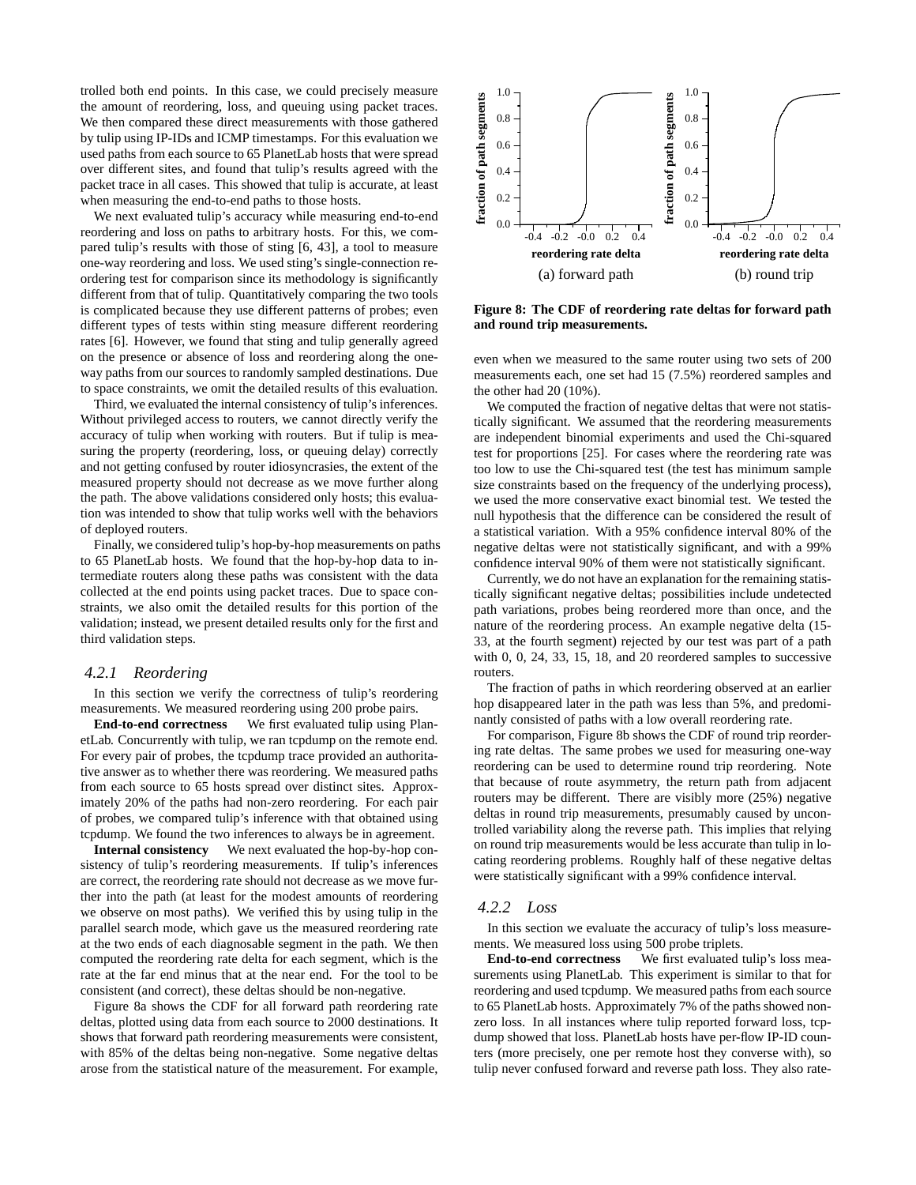trolled both end points. In this case, we could precisely measure the amount of reordering, loss, and queuing using packet traces. We then compared these direct measurements with those gathered by tulip using IP-IDs and ICMP timestamps. For this evaluation we used paths from each source to 65 PlanetLab hosts that were spread over different sites, and found that tulip's results agreed with the packet trace in all cases. This showed that tulip is accurate, at least when measuring the end-to-end paths to those hosts.

We next evaluated tulip's accuracy while measuring end-to-end reordering and loss on paths to arbitrary hosts. For this, we compared tulip's results with those of sting [6, 43], a tool to measure one-way reordering and loss. We used sting's single-connection reordering test for comparison since its methodology is significantly different from that of tulip. Quantitatively comparing the two tools is complicated because they use different patterns of probes; even different types of tests within sting measure different reordering rates [6]. However, we found that sting and tulip generally agreed on the presence or absence of loss and reordering along the one-way paths from our sources to randomly sampled destinations. Due to space constraints, we omit the detailed results of this evaluation.

Third, we evaluated the internal consistency of tulip's inferences. Without privileged access to routers, we cannot directly verify the accuracy of tulip when working with routers. But if tulip is measuring the property (reordering, loss, or queuing delay) correctly and not getting confused by router idiosyncrasies, the extent of the measured property should not decrease as we move further along the path. The above validations considered only hosts; this evaluation was intended to show that tulip works well with the behaviors of deployed routers.

Finally, we considered tulip's hop-by-hop measurements on paths to 65 PlanetLab hosts. We found that the hop-by-hop data to intermediate routers along these paths was consistent with the data collected at the end points using packet traces. Due to space constraints, we also omit the detailed results for this portion of the validation; instead, we present detailed results only for the first and third validation steps.

### *4.2.1 Reordering*

In this section we verify the correctness of tulip's reordering measurements. We measured reordering using 200 probe pairs.

**End-to-end correctness** We first evaluated tulip using PlanetLab. Concurrently with tulip, we ran tcpdump on the remote end. For every pair of probes, the tcpdump trace provided an authoritative answer as to whether there was reordering. We measured paths from each source to 65 hosts spread over distinct sites. Approximately 20% of the paths had non-zero reordering. For each pair of probes, we compared tulip's inference with that obtained using tcpdump. We found the two inferences to always be in agreement.

**Internal consistency** We next evaluated the hop-by-hop consistency of tulip's reordering measurements. If tulip's inferences are correct, the reordering rate should not decrease as we move further into the path (at least for the modest amounts of reordering we observe on most paths). We verified this by using tulip in the parallel search mode, which gave us the measured reordering rate at the two ends of each diagnosable segment in the path. We then computed the reordering rate delta for each segment, which is the rate at the far end minus that at the near end. For the tool to be consistent (and correct), these deltas should be non-negative.

Figure 8a shows the CDF for all forward path reordering rate deltas, plotted using data from each source to 2000 destinations. It shows that forward path reordering measurements were consistent, with 85% of the deltas being non-negative. Some negative deltas arose from the statistical nature of the measurement. For example,

fraction of path segments
1.0
0.8
0.6
0.4
0.2
0.0
-0.4 -0.2 -0.0 0.2 0.4
reordering rate delta
(a) forward path

fraction of path segments
1.0
0.8
0.6
0.4
0.2
0.0
-0.4 -0.2 -0.0 0.2 0.4
reordering rate delta
(b) round trip

**Figure 8: The CDF of reordering rate deltas for forward path and round trip measurements.**

even when we measured to the same router using two sets of 200 measurements each, one set had 15 (7.5%) reordered samples and the other had 20 (10%).

We computed the fraction of negative deltas that were not statistically significant. We assumed that the reordering measurements are independent binomial experiments and used the Chi-squared test for proportions [25]. For cases where the reordering rate was too low to use the Chi-squared test (the test has minimum sample size constraints based on the frequency of the underlying process), we used the more conservative exact binomial test. We tested the null hypothesis that the difference can be considered the result of a statistical variation. With a 95% confidence interval 80% of the negative deltas were not statistically significant, and with a 99% confidence interval 90% of them were not statistically significant.

Currently, we do not have an explanation for the remaining statistically significant negative deltas; possibilities include undetected path variations, probes being reordered more than once, and the nature of the reordering process. An example negative delta (15-33, at the fourth segment) rejected by our test was part of a path with 0, 0, 24, 33, 15, 18, and 20 reordered samples to successive routers.

The fraction of paths in which reordering observed at an earlier hop disappeared later in the path was less than 5%, and predominantly consisted of paths with a low overall reordering rate.

For comparison, Figure 8b shows the CDF of round trip reordering rate deltas. The same probes we used for measuring one-way reordering can be used to determine round trip reordering. Note that because of route asymmetry, the return path from adjacent routers may be different. There are visibly more (25%) negative deltas in round trip measurements, presumably caused by uncontrolled variability along the reverse path. This implies that relying on round trip measurements would be less accurate than tulip in locating reordering problems. Roughly half of these negative deltas were statistically significant with a 99% confidence interval.

### *4.2.2 Loss*

In this section we evaluate the accuracy of tulip's loss measurements. We measured loss using 500 probe triplets.

**End-to-end correctness** We first evaluated tulip's loss measurements using PlanetLab. This experiment is similar to that for reordering and used tcpdump. We measured paths from each source to 65 PlanetLab hosts. Approximately 7% of the paths showed non-zero loss. In all instances where tulip reported forward loss, tcpdump showed that loss. PlanetLab hosts have per-flow IP-ID counters (more precisely, one per remote host they converse with), so tulip never confused forward and reverse path loss. They also rate-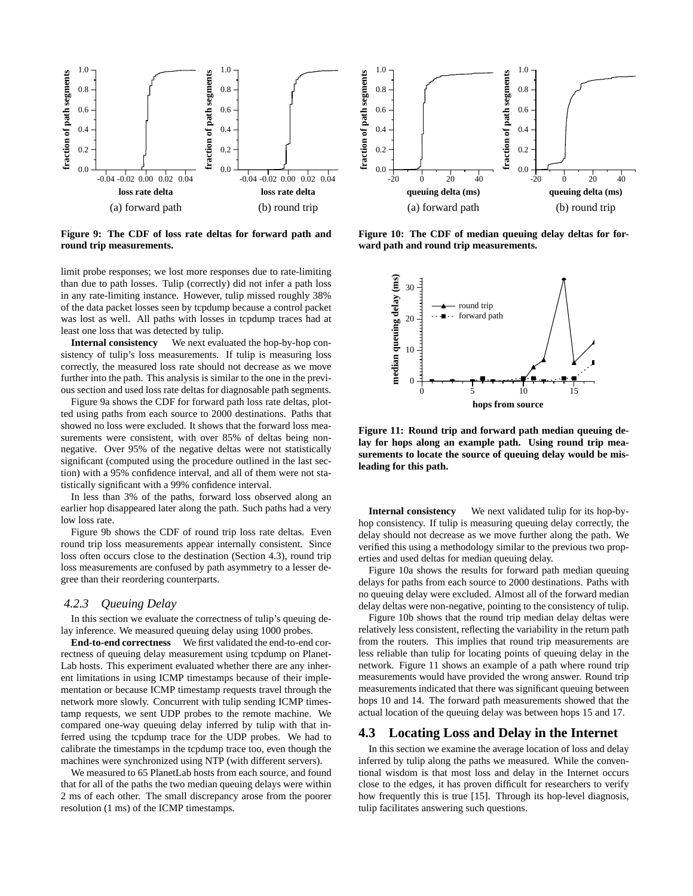Figure 9: The CDF of loss rate deltas for forward path and round trip measurements.

Figure 10: The CDF of median queuing delay deltas for forward path and round trip measurements.

limit probe responses; we lost more responses due to rate-limiting than due to path losses. Tulip (correctly) did not infer a path loss in any rate-limiting instance. However, tulip missed roughly 38% of the data packet losses seen by tcpdump because a control packet was lost as well. All paths with losses in tcpdump traces had at least one loss that was detected by tulip.

**Internal consistency** We next evaluated the hop-by-hop consistency of tulip's loss measurements. If tulip is measuring loss correctly, the measured loss rate should not decrease as we move further into the path. This analysis is similar to the one in the previous section and used loss rate deltas for diagnosable path segments.

Figure 9a shows the CDF for forward path loss rate deltas, plotted using paths from each source to 2000 destinations. Paths that showed no loss were excluded. It shows that the forward loss measurements were consistent, with over 85% of deltas being non-negative. Over 95% of the negative deltas were not statistically significant (computed using the procedure outlined in the last section) with a 95% confidence interval, and all of them were not statistically significant with a 99% confidence interval.

In less than 3% of the paths, forward loss observed along an earlier hop disappeared later along the path. Such paths had a very low loss rate.

Figure 9b shows the CDF of round trip loss rate deltas. Even round trip loss measurements appear internally consistent. Since loss often occurs close to the destination (Section 4.3), round trip loss measurements are confused by path asymmetry to a lesser degree than their reordering counterparts.

### 4.2.3 Queuing Delay

In this section we evaluate the correctness of tulip's queuing delay inference. We measured queuing delay using 1000 probes.

**End-to-end correctness** We first validated the end-to-end correctness of queuing delay measurement using tcpdump on PlanetLab hosts. This experiment evaluated whether there are any inherent limitations in using ICMP timestamps because of their implementation or because ICMP timestamp requests travel through the network more slowly. Concurrent with tulip sending ICMP timestamp requests, we sent UDP probes to the remote machine. We compared one-way queuing delay inferred by tulip with that inferred using the tcpdump trace for the UDP probes. We had to calibrate the timestamps in the tcpdump trace too, even though the machines were synchronized using NTP (with different servers).

We measured to 65 PlanetLab hosts from each source, and found that for all of the paths the two median queuing delays were within 2 ms of each other. The small discrepancy arose from the poorer resolution (1 ms) of the ICMP timestamps.

Figure 11: Round trip and forward path median queuing delay for hops along an example path. Using round trip measurements to locate the source of queuing delay would be misleading for this path.

**Internal consistency** We next validated tulip for its hop-by-hop consistency. If tulip is measuring queuing delay correctly, the delay should not decrease as we move further along the path. We verified this using a methodology similar to the previous two properties and used deltas for median queuing delay.

Figure 10a shows the results for forward path median queuing delays for paths from each source to 2000 destinations. Paths with no queuing delay were excluded. Almost all of the forward median delay deltas were non-negative, pointing to the consistency of tulip.

Figure 10b shows that the round trip median delay deltas were relatively less consistent, reflecting the variability in the return path from the routers. This implies that round trip measurements are less reliable than tulip for locating points of queuing delay in the network. Figure 11 shows an example of a path where round trip measurements would have provided the wrong answer. Round trip measurements indicated that there was significant queuing between hops 10 and 14. The forward path measurements showed that the actual location of the queuing delay was between hops 15 and 17.

## 4.3 Locating Loss and Delay in the Internet

In this section we examine the average location of loss and delay inferred by tulip along the paths we measured. While the conventional wisdom is that most loss and delay in the Internet occurs close to the edges, it has proven difficult for researchers to verify how frequently this is true [15]. Through its hop-level diagnosis, tulip facilitates answering such questions.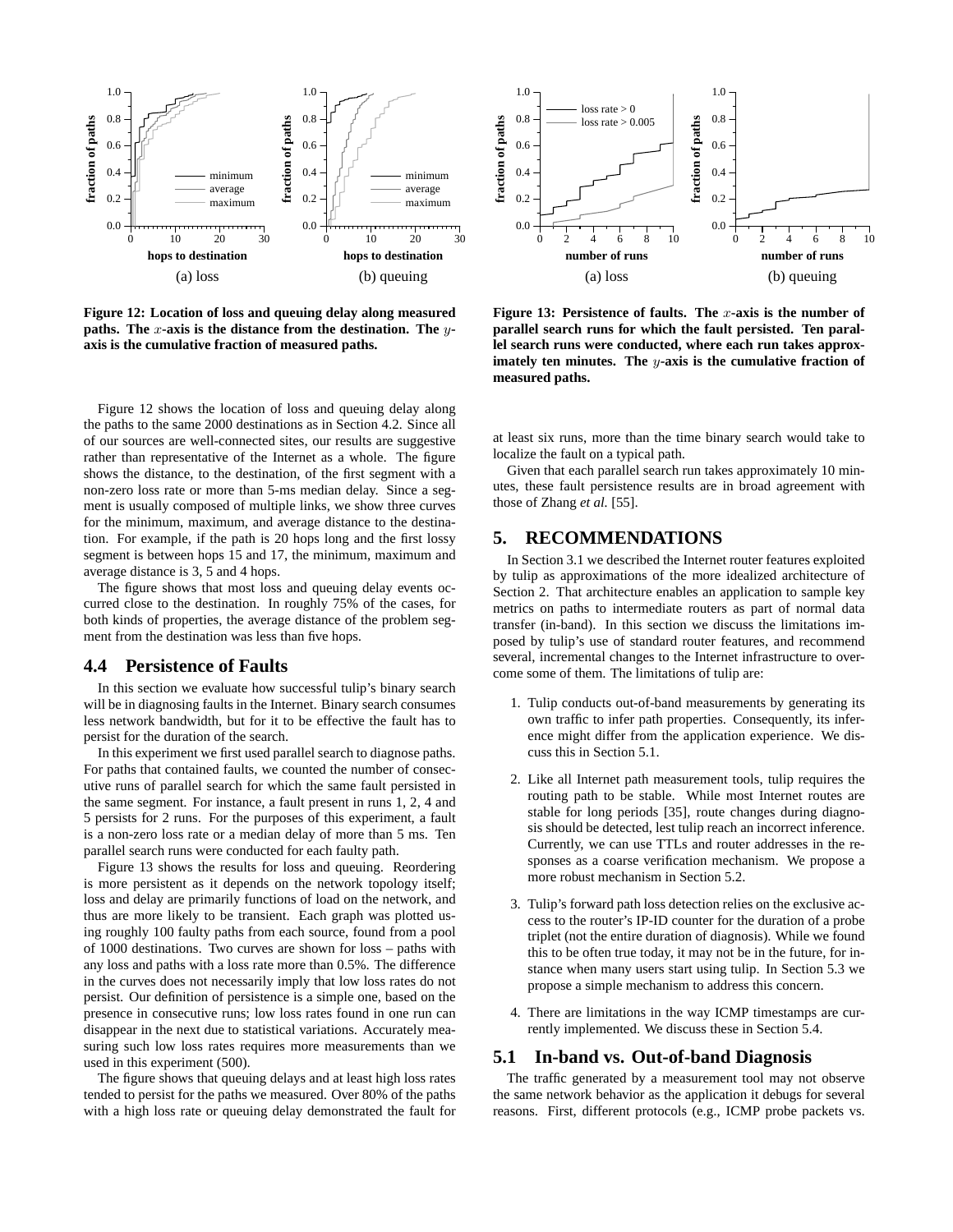Figure 12: Location of loss and queuing delay along measured paths. The $x$-axis is the distance from the destination. The $y$-axis is the cumulative fraction of measured paths.

Figure 13: Persistence of faults. The $x$-axis is the number of parallel search runs for which the fault persisted. Ten parallel search runs were conducted, where each run takes approximately ten minutes. The $y$-axis is the cumulative fraction of measured paths.

Figure 12 shows the location of loss and queuing delay along the paths to the same 2000 destinations as in Section 4.2. Since all of our sources are well-connected sites, our results are suggestive rather than representative of the Internet as a whole. The figure shows the distance, to the destination, of the first segment with a non-zero loss rate or more than 5-ms median delay. Since a segment is usually composed of multiple links, we show three curves for the minimum, maximum, and average distance to the destination. For example, if the path is 20 hops long and the first lossy segment is between hops 15 and 17, the minimum, maximum and average distance is 3, 5 and 4 hops.

The figure shows that most loss and queuing delay events occurred close to the destination. In roughly 75% of the cases, for both kinds of properties, the average distance of the problem segment from the destination was less than five hops.

### 4.4 Persistence of Faults

In this section we evaluate how successful tulip's binary search will be in diagnosing faults in the Internet. Binary search consumes less network bandwidth, but for it to be effective the fault has to persist for the duration of the search.

In this experiment we first used parallel search to diagnose paths. For paths that contained faults, we counted the number of consecutive runs of parallel search for which the same fault persisted in the same segment. For instance, a fault present in runs 1, 2, 4 and 5 persists for 2 runs. For the purposes of this experiment, a fault is a non-zero loss rate or a median delay of more than 5 ms. Ten parallel search runs were conducted for each faulty path.

Figure 13 shows the results for loss and queuing. Reordering is more persistent as it depends on the network topology itself; loss and delay are primarily functions of load on the network, and thus are more likely to be transient. Each graph was plotted using roughly 100 faulty paths from each source, found from a pool of 1000 destinations. Two curves are shown for loss – paths with any loss and paths with a loss rate more than 0.5%. The difference in the curves does not necessarily imply that low loss rates do not persist. Our definition of persistence is a simple one, based on the presence in consecutive runs; low loss rates found in one run can disappear in the next due to statistical variations. Accurately measuring such low loss rates requires more measurements than we used in this experiment (500).

The figure shows that queuing delays and at least high loss rates tended to persist for the paths we measured. Over 80% of the paths with a high loss rate or queuing delay demonstrated the fault for at least six runs, more than the time binary search would take to localize the fault on a typical path.

Given that each parallel search run takes approximately 10 minutes, these fault persistence results are in broad agreement with those of Zhang *et al.* [55].

## 5. RECOMMENDATIONS

In Section 3.1 we described the Internet router features exploited by tulip as approximations of the more idealized architecture of Section 2. That architecture enables an application to sample key metrics on paths to intermediate routers as part of normal data transfer (in-band). In this section we discuss the limitations imposed by tulip's use of standard router features, and recommend several, incremental changes to the Internet infrastructure to overcome some of them. The limitations of tulip are:

1. Tulip conducts out-of-band measurements by generating its own traffic to infer path properties. Consequently, its inference might differ from the application experience. We discuss this in Section 5.1.

2. Like all Internet path measurement tools, tulip requires the routing path to be stable. While most Internet routes are stable for long periods [35], route changes during diagnosis should be detected, lest tulip reach an incorrect inference. Currently, we can use TTLs and router addresses in the responses as a coarse verification mechanism. We propose a more robust mechanism in Section 5.2.

3. Tulip's forward path loss detection relies on the exclusive access to the router's IP-ID counter for the duration of a probe triplet (not the entire duration of diagnosis). While we found this to be often true today, it may not be in the future, for instance when many users start using tulip. In Section 5.3 we propose a simple mechanism to address this concern.

4. There are limitations in the way ICMP timestamps are currently implemented. We discuss these in Section 5.4.

### 5.1 In-band vs. Out-of-band Diagnosis

The traffic generated by a measurement tool may not observe the same network behavior as the application it debugs for several reasons. First, different protocols (e.g., ICMP probe packets vs.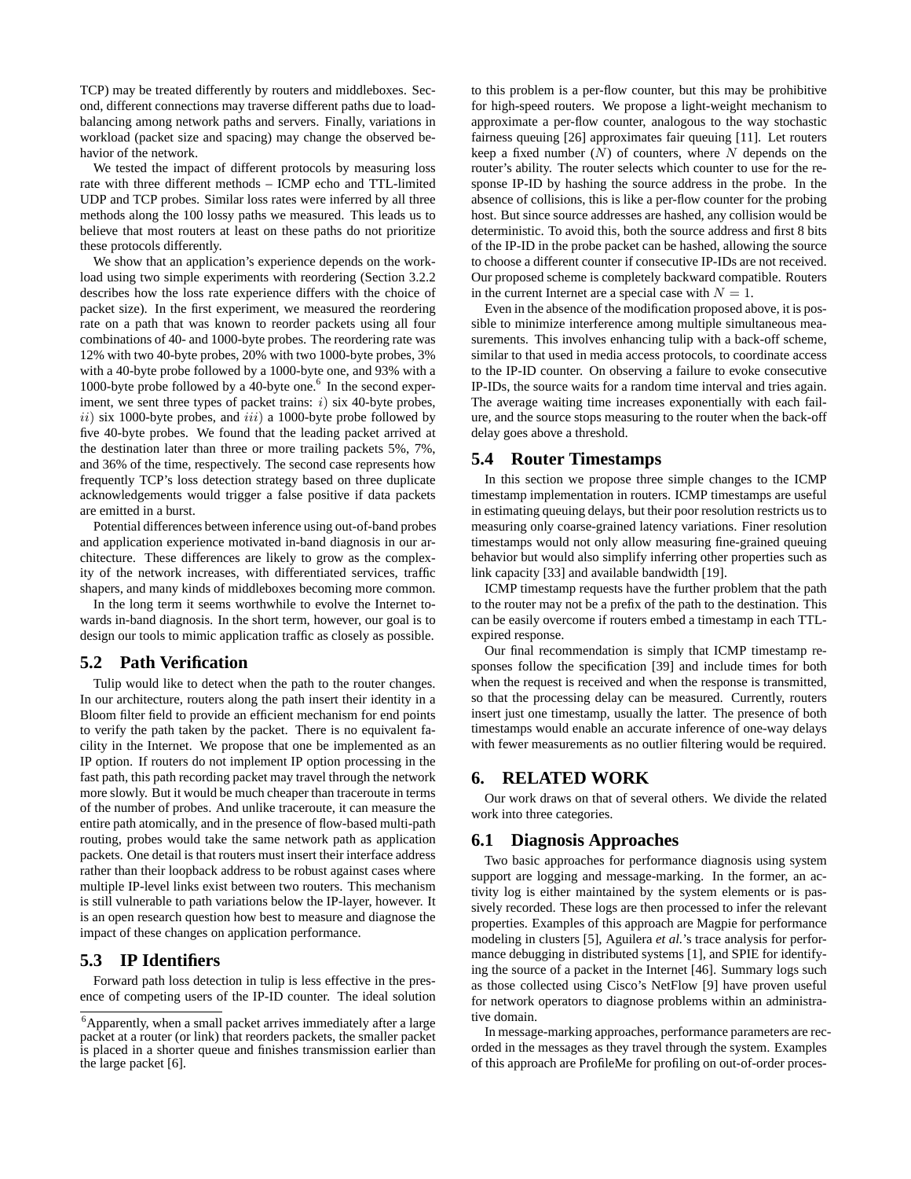TCP) may be treated differently by routers and middleboxes. Second, different connections may traverse different paths due to load-balancing among network paths and servers. Finally, variations in workload (packet size and spacing) may change the observed behavior of the network.

We tested the impact of different protocols by measuring loss rate with three different methods – ICMP echo and TTL-limited UDP and TCP probes. Similar loss rates were inferred by all three methods along the 100 lossy paths we measured. This leads us to believe that most routers at least on these paths do not prioritize these protocols differently.

We show that an application's experience depends on the workload using two simple experiments with reordering (Section 3.2.2 describes how the loss rate experience differs with the choice of packet size). In the first experiment, we measured the reordering rate on a path that was known to reorder packets using all four combinations of 40- and 1000-byte probes. The reordering rate was 12% with two 40-byte probes, 20% with two 1000-byte probes, 3% with a 40-byte probe followed by a 1000-byte one, and 93% with a 1000-byte probe followed by a 40-byte one.[6] In the second experiment, we sent three types of packet trains: $i$) six 40-byte probes, $ii$) six 1000-byte probes, and $iii$) a 1000-byte probe followed by five 40-byte probes. We found that the leading packet arrived at the destination later than three or more trailing packets 5%, 7%, and 36% of the time, respectively. The second case represents how frequently TCP's loss detection strategy based on three duplicate acknowledgements would trigger a false positive if data packets are emitted in a burst.

Potential differences between inference using out-of-band probes and application experience motivated in-band diagnosis in our architecture. These differences are likely to grow as the complexity of the network increases, with differentiated services, traffic shapers, and many kinds of middleboxes becoming more common.

In the long term it seems worthwhile to evolve the Internet towards in-band diagnosis. In the short term, however, our goal is to design our tools to mimic application traffic as closely as possible.

## 5.2 Path Verification

Tulip would like to detect when the path to the router changes. In our architecture, routers along the path insert their identity in a Bloom filter field to provide an efficient mechanism for end points to verify the path taken by the packet. There is no equivalent facility in the Internet. We propose that one be implemented as an IP option. If routers do not implement IP option processing in the fast path, this path recording packet may travel through the network more slowly. But it would be much cheaper than traceroute in terms of the number of probes. And unlike traceroute, it can measure the entire path atomically, and in the presence of flow-based multi-path routing, probes would take the same network path as application packets. One detail is that routers must insert their interface address rather than their loopback address to be robust against cases where multiple IP-level links exist between two routers. This mechanism is still vulnerable to path variations below the IP-layer, however. It is an open research question how best to measure and diagnose the impact of these changes on application performance.

## 5.3 IP Identifiers

Forward path loss detection in tulip is less effective in the presence of competing users of the IP-ID counter. The ideal solution to this problem is a per-flow counter, but this may be prohibitive for high-speed routers. We propose a light-weight mechanism to approximate a per-flow counter, analogous to the way stochastic fairness queuing [26] approximates fair queuing [11]. Let routers keep a fixed number ($N$) of counters, where $N$ depends on the router's ability. The router selects which counter to use for the response IP-ID by hashing the source address in the probe. In the absence of collisions, this is like a per-flow counter for the probing host. But since source addresses are hashed, any collision would be deterministic. To avoid this, both the source address and first 8 bits of the IP-ID in the probe packet can be hashed, allowing the source to choose a different counter if consecutive IP-IDs are not received. Our proposed scheme is completely backward compatible. Routers in the current Internet are a special case with $N = 1$.

Even in the absence of the modification proposed above, it is possible to minimize interference among multiple simultaneous measurements. This involves enhancing tulip with a back-off scheme, similar to that used in media access protocols, to coordinate access to the IP-ID counter. On observing a failure to evoke consecutive IP-IDs, the source waits for a random time interval and tries again. The average waiting time increases exponentially with each failure, and the source stops measuring to the router when the back-off delay goes above a threshold.

## 5.4 Router Timestamps

In this section we propose three simple changes to the ICMP timestamp implementation in routers. ICMP timestamps are useful in estimating queuing delays, but their poor resolution restricts us to measuring only coarse-grained latency variations. Finer resolution timestamps would not only allow measuring fine-grained queuing behavior but would also simplify inferring other properties such as link capacity [33] and available bandwidth [19].

ICMP timestamp requests have the further problem that the path to the router may not be a prefix of the path to the destination. This can be easily overcome if routers embed a timestamp in each TTL-expired response.

Our final recommendation is simply that ICMP timestamp responses follow the specification [39] and include times for both when the request is received and when the response is transmitted, so that the processing delay can be measured. Currently, routers insert just one timestamp, usually the latter. The presence of both timestamps would enable an accurate inference of one-way delays with fewer measurements as no outlier filtering would be required.

# 6. RELATED WORK

Our work draws on that of several others. We divide the related work into three categories.

## 6.1 Diagnosis Approaches

Two basic approaches for performance diagnosis using system support are logging and message-marking. In the former, an activity log is either maintained by the system elements or is passively recorded. These logs are then processed to infer the relevant properties. Examples of this approach are Magpie for performance modeling in clusters [5], Aguilera *et al.*'s trace analysis for performance debugging in distributed systems [1], and SPIE for identifying the source of a packet in the Internet [46]. Summary logs such as those collected using Cisco's NetFlow [9] have proven useful for network operators to diagnose problems within an administrative domain.

In message-marking approaches, performance parameters are recorded in the messages as they travel through the system. Examples of this approach are ProfileMe for profiling on out-of-order proces-

[6]Apparently, when a small packet arrives immediately after a large packet at a router (or link) that reorders packets, the smaller packet is placed in a shorter queue and finishes transmission earlier than the large packet [6].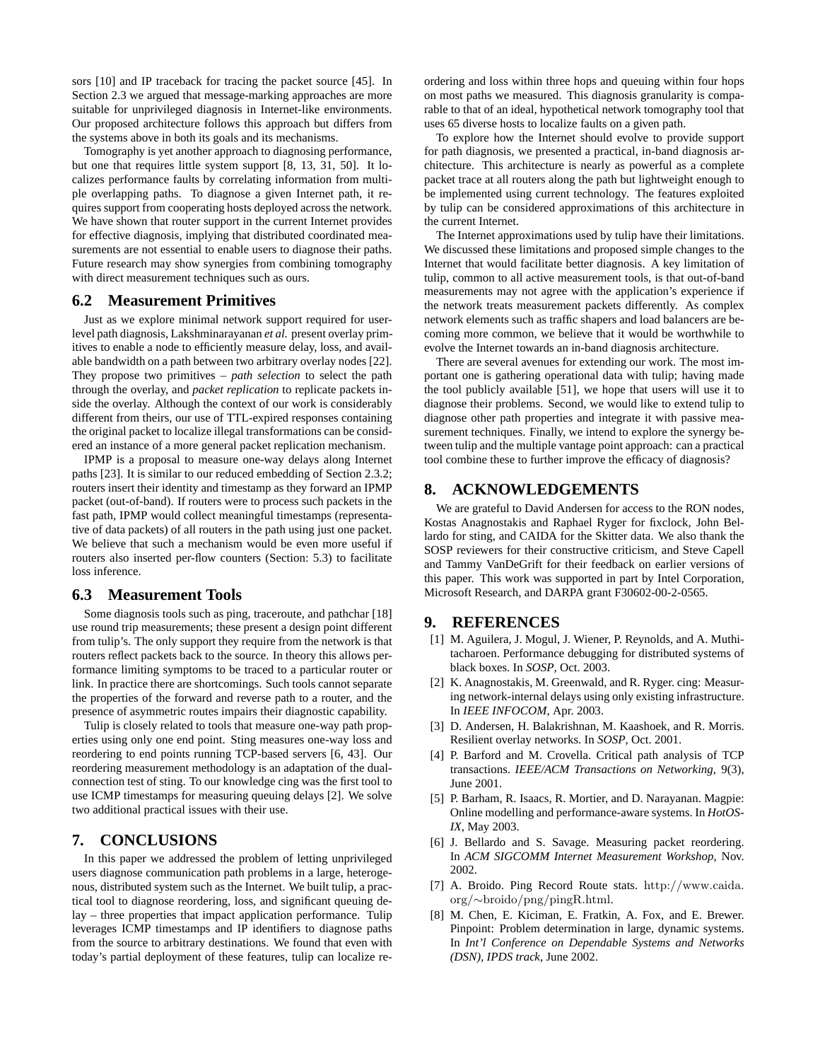sors [10] and IP traceback for tracing the packet source [45]. In Section 2.3 we argued that message-marking approaches are more suitable for unprivileged diagnosis in Internet-like environments. Our proposed architecture follows this approach but differs from the systems above in both its goals and its mechanisms.

Tomography is yet another approach to diagnosing performance, but one that requires little system support [8, 13, 31, 50]. It localizes performance faults by correlating information from multiple overlapping paths. To diagnose a given Internet path, it requires support from cooperating hosts deployed across the network. We have shown that router support in the current Internet provides for effective diagnosis, implying that distributed coordinated measurements are not essential to enable users to diagnose their paths. Future research may show synergies from combining tomography with direct measurement techniques such as ours.

## 6.2 Measurement Primitives

Just as we explore minimal network support required for user-level path diagnosis, Lakshminarayanan *et al.* present overlay primitives to enable a node to efficiently measure delay, loss, and available bandwidth on a path between two arbitrary overlay nodes [22]. They propose two primitives – *path selection* to select the path through the overlay, and *packet replication* to replicate packets inside the overlay. Although the context of our work is considerably different from theirs, our use of TTL-expired responses containing the original packet to localize illegal transformations can be considered an instance of a more general packet replication mechanism.

IPMP is a proposal to measure one-way delays along Internet paths [23]. It is similar to our reduced embedding of Section 2.3.2; routers insert their identity and timestamp as they forward an IPMP packet (out-of-band). If routers were to process such packets in the fast path, IPMP would collect meaningful timestamps (representative of data packets) of all routers in the path using just one packet. We believe that such a mechanism would be even more useful if routers also inserted per-flow counters (Section: 5.3) to facilitate loss inference.

## 6.3 Measurement Tools

Some diagnosis tools such as ping, traceroute, and pathchar [18] use round trip measurements; these present a design point different from tulip's. The only support they require from the network is that routers reflect packets back to the source. In theory this allows performance limiting symptoms to be traced to a particular router or link. In practice there are shortcomings. Such tools cannot separate the properties of the forward and reverse path to a router, and the presence of asymmetric routes impairs their diagnostic capability.

Tulip is closely related to tools that measure one-way path properties using only one end point. Sting measures one-way loss and reordering to end points running TCP-based servers [6, 43]. Our reordering measurement methodology is an adaptation of the dual-connection test of sting. To our knowledge cing was the first tool to use ICMP timestamps for measuring queuing delays [2]. We solve two additional practical issues with their use.

# 7. CONCLUSIONS

In this paper we addressed the problem of letting unprivileged users diagnose communication path problems in a large, heterogenous, distributed system such as the Internet. We built tulip, a practical tool to diagnose reordering, loss, and significant queuing delay – three properties that impact application performance. Tulip leverages ICMP timestamps and IP identifiers to diagnose paths from the source to arbitrary destinations. We found that even with today's partial deployment of these features, tulip can localize reordering and loss within three hops and queuing within four hops on most paths we measured. This diagnosis granularity is comparable to that of an ideal, hypothetical network tomography tool that uses 65 diverse hosts to localize faults on a given path.

To explore how the Internet should evolve to provide support for path diagnosis, we presented a practical, in-band diagnosis architecture. This architecture is nearly as powerful as a complete packet trace at all routers along the path but lightweight enough to be implemented using current technology. The features exploited by tulip can be considered approximations of this architecture in the current Internet.

The Internet approximations used by tulip have their limitations. We discussed these limitations and proposed simple changes to the Internet that would facilitate better diagnosis. A key limitation of tulip, common to all active measurement tools, is that out-of-band measurements may not agree with the application's experience if the network treats measurement packets differently. As complex network elements such as traffic shapers and load balancers are becoming more common, we believe that it would be worthwhile to evolve the Internet towards an in-band diagnosis architecture.

There are several avenues for extending our work. The most important one is gathering operational data with tulip; having made the tool publicly available [51], we hope that users will use it to diagnose their problems. Second, we would like to extend tulip to diagnose other path properties and integrate it with passive measurement techniques. Finally, we intend to explore the synergy between tulip and the multiple vantage point approach: can a practical tool combine these to further improve the efficacy of diagnosis?

# 8. ACKNOWLEDGEMENTS

We are grateful to David Andersen for access to the RON nodes, Kostas Anagnostakis and Raphael Ryger for fixclock, John Bellardo for sting, and CAIDA for the Skitter data. We also thank the SOSP reviewers for their constructive criticism, and Steve Capell and Tammy VanDeGrift for their feedback on earlier versions of this paper. This work was supported in part by Intel Corporation, Microsoft Research, and DARPA grant F30602-00-2-0565.

# 9. REFERENCES

[1] M. Aguilera, J. Mogul, J. Wiener, P. Reynolds, and A. Muthitacharoen. Performance debugging for distributed systems of black boxes. In *SOSP*, Oct. 2003.

[2] K. Anagnostakis, M. Greenwald, and R. Ryger. cing: Measuring network-internal delays using only existing infrastructure. In *IEEE INFOCOM*, Apr. 2003.

[3] D. Andersen, H. Balakrishnan, M. Kaashoek, and R. Morris. Resilient overlay networks. In *SOSP*, Oct. 2001.

[4] P. Barford and M. Crovella. Critical path analysis of TCP transactions. *IEEE/ACM Transactions on Networking*, 9(3), June 2001.

[5] P. Barham, R. Isaacs, R. Mortier, and D. Narayanan. Magpie: Online modelling and performance-aware systems. In *HotOS-IX*, May 2003.

[6] J. Bellardo and S. Savage. Measuring packet reordering. In *ACM SIGCOMM Internet Measurement Workshop*, Nov. 2002.

[7] A. Broido. Ping Record Route stats. http://www.caida.org/~broido/png/pingR.html.

[8] M. Chen, E. Kiciman, E. Fratkin, A. Fox, and E. Brewer. Pinpoint: Problem determination in large, dynamic systems. In *Int'l Conference on Dependable Systems and Networks (DSN), IPDS track*, June 2002.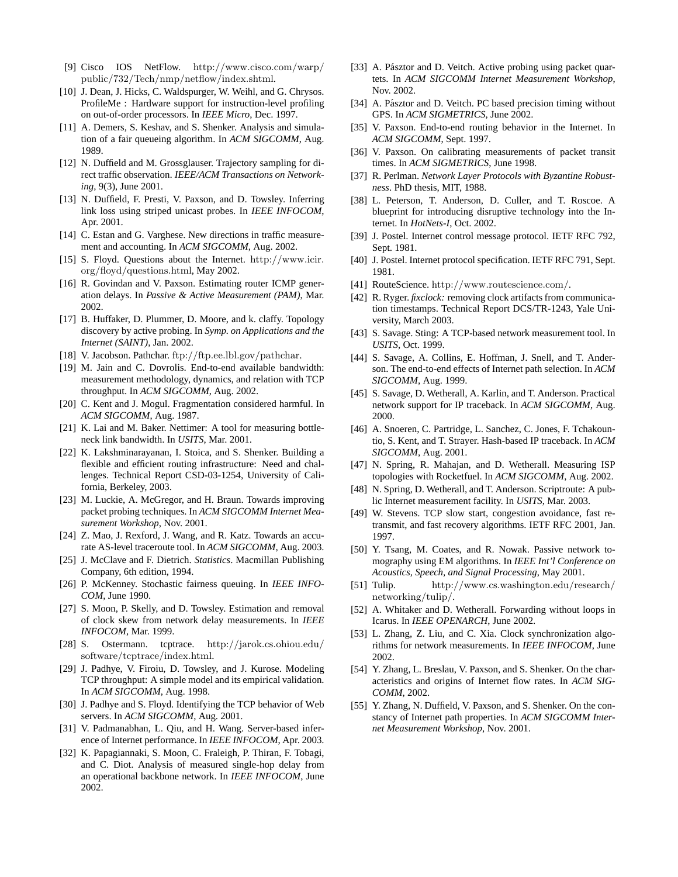[9] Cisco IOS NetFlow. http://www.cisco.com/warp/public/732/Tech/nmp/netflow/index.shtml.

[10] J. Dean, J. Hicks, C. Waldspurger, W. Weihl, and G. Chrysos. ProfileMe : Hardware support for instruction-level profiling on out-of-order processors. In *IEEE Micro*, Dec. 1997.

[11] A. Demers, S. Keshav, and S. Shenker. Analysis and simulation of a fair queueing algorithm. In *ACM SIGCOMM*, Aug. 1989.

[12] N. Duffield and M. Grossglauser. Trajectory sampling for direct traffic observation. *IEEE/ACM Transactions on Networking*, 9(3), June 2001.

[13] N. Duffield, F. Presti, V. Paxson, and D. Towsley. Inferring link loss using striped unicast probes. In *IEEE INFOCOM*, Apr. 2001.

[14] C. Estan and G. Varghese. New directions in traffic measurement and accounting. In *ACM SIGCOMM*, Aug. 2002.

[15] S. Floyd. Questions about the Internet. http://www.icir.org/floyd/questions.html, May 2002.

[16] R. Govindan and V. Paxson. Estimating router ICMP generation delays. In *Passive & Active Measurement (PAM)*, Mar. 2002.

[17] B. Huffaker, D. Plummer, D. Moore, and k. claffy. Topology discovery by active probing. In *Symp. on Applications and the Internet (SAINT)*, Jan. 2002.

[18] V. Jacobson. Pathchar. ftp://ftp.ee.lbl.gov/pathchar.

[19] M. Jain and C. Dovrolis. End-to-end available bandwidth: measurement methodology, dynamics, and relation with TCP throughput. In *ACM SIGCOMM*, Aug. 2002.

[20] C. Kent and J. Mogul. Fragmentation considered harmful. In *ACM SIGCOMM*, Aug. 1987.

[21] K. Lai and M. Baker. Nettimer: A tool for measuring bottleneck link bandwidth. In *USITS*, Mar. 2001.

[22] K. Lakshminarayanan, I. Stoica, and S. Shenker. Building a flexible and efficient routing infrastructure: Need and challenges. Technical Report CSD-03-1254, University of California, Berkeley, 2003.

[23] M. Luckie, A. McGregor, and H. Braun. Towards improving packet probing techniques. In *ACM SIGCOMM Internet Measurement Workshop*, Nov. 2001.

[24] Z. Mao, J. Rexford, J. Wang, and R. Katz. Towards an accurate AS-level traceroute tool. In *ACM SIGCOMM*, Aug. 2003.

[25] J. McClave and F. Dietrich. *Statistics*. Macmillan Publishing Company, 6th edition, 1994.

[26] P. McKenney. Stochastic fairness queuing. In *IEEE INFOCOM*, June 1990.

[27] S. Moon, P. Skelly, and D. Towsley. Estimation and removal of clock skew from network delay measurements. In *IEEE INFOCOM*, Mar. 1999.

[28] S. Ostermann. tcptrace. http://jarok.cs.ohiou.edu/software/tcptrace/index.html.

[29] J. Padhye, V. Firoiu, D. Towsley, and J. Kurose. Modeling TCP throughput: A simple model and its empirical validation. In *ACM SIGCOMM*, Aug. 1998.

[30] J. Padhye and S. Floyd. Identifying the TCP behavior of Web servers. In *ACM SIGCOMM*, Aug. 2001.

[31] V. Padmanabhan, L. Qiu, and H. Wang. Server-based inference of Internet performance. In *IEEE INFOCOM*, Apr. 2003.

[32] K. Papagiannaki, S. Moon, C. Fraleigh, P. Thiran, F. Tobagi, and C. Diot. Analysis of measured single-hop delay from an operational backbone network. In *IEEE INFOCOM*, June 2002.

[33] A. Pásztor and D. Veitch. Active probing using packet quartets. In *ACM SIGCOMM Internet Measurement Workshop*, Nov. 2002.

[34] A. Pásztor and D. Veitch. PC based precision timing without GPS. In *ACM SIGMETRICS*, June 2002.

[35] V. Paxson. End-to-end routing behavior in the Internet. In *ACM SIGCOMM*, Sept. 1997.

[36] V. Paxson. On calibrating measurements of packet transit times. In *ACM SIGMETRICS*, June 1998.

[37] R. Perlman. *Network Layer Protocols with Byzantine Robustness*. PhD thesis, MIT, 1988.

[38] L. Peterson, T. Anderson, D. Culler, and T. Roscoe. A blueprint for introducing disruptive technology into the Internet. In *HotNets-I*, Oct. 2002.

[39] J. Postel. Internet control message protocol. IETF RFC 792, Sept. 1981.

[40] J. Postel. Internet protocol specification. IETF RFC 791, Sept. 1981.

[41] RouteScience. http://www.routescience.com/.

[42] R. Ryger. *fixclock:* removing clock artifacts from communication timestamps. Technical Report DCS/TR-1243, Yale University, March 2003.

[43] S. Savage. Sting: A TCP-based network measurement tool. In *USITS*, Oct. 1999.

[44] S. Savage, A. Collins, E. Hoffman, J. Snell, and T. Anderson. The end-to-end effects of Internet path selection. In *ACM SIGCOMM*, Aug. 1999.

[45] S. Savage, D. Wetherall, A. Karlin, and T. Anderson. Practical network support for IP traceback. In *ACM SIGCOMM*, Aug. 2000.

[46] A. Snoeren, C. Partridge, L. Sanchez, C. Jones, F. Tchakountio, S. Kent, and T. Strayer. Hash-based IP traceback. In *ACM SIGCOMM*, Aug. 2001.

[47] N. Spring, R. Mahajan, and D. Wetherall. Measuring ISP topologies with Rocketfuel. In *ACM SIGCOMM*, Aug. 2002.

[48] N. Spring, D. Wetherall, and T. Anderson. Scriptroute: A public Internet measurement facility. In *USITS*, Mar. 2003.

[49] W. Stevens. TCP slow start, congestion avoidance, fast retransmit, and fast recovery algorithms. IETF RFC 2001, Jan. 1997.

[50] Y. Tsang, M. Coates, and R. Nowak. Passive network tomography using EM algorithms. In *IEEE Int'l Conference on Acoustics, Speech, and Signal Processing*, May 2001.

[51] Tulip. http://www.cs.washington.edu/research/networking/tulip/.

[52] A. Whitaker and D. Wetherall. Forwarding without loops in Icarus. In *IEEE OPENARCH*, June 2002.

[53] L. Zhang, Z. Liu, and C. Xia. Clock synchronization algorithms for network measurements. In *IEEE INFOCOM*, June 2002.

[54] Y. Zhang, L. Breslau, V. Paxson, and S. Shenker. On the characteristics and origins of Internet flow rates. In *ACM SIGCOMM*, 2002.

[55] Y. Zhang, N. Duffield, V. Paxson, and S. Shenker. On the constancy of Internet path properties. In *ACM SIGCOMM Internet Measurement Workshop*, Nov. 2001.